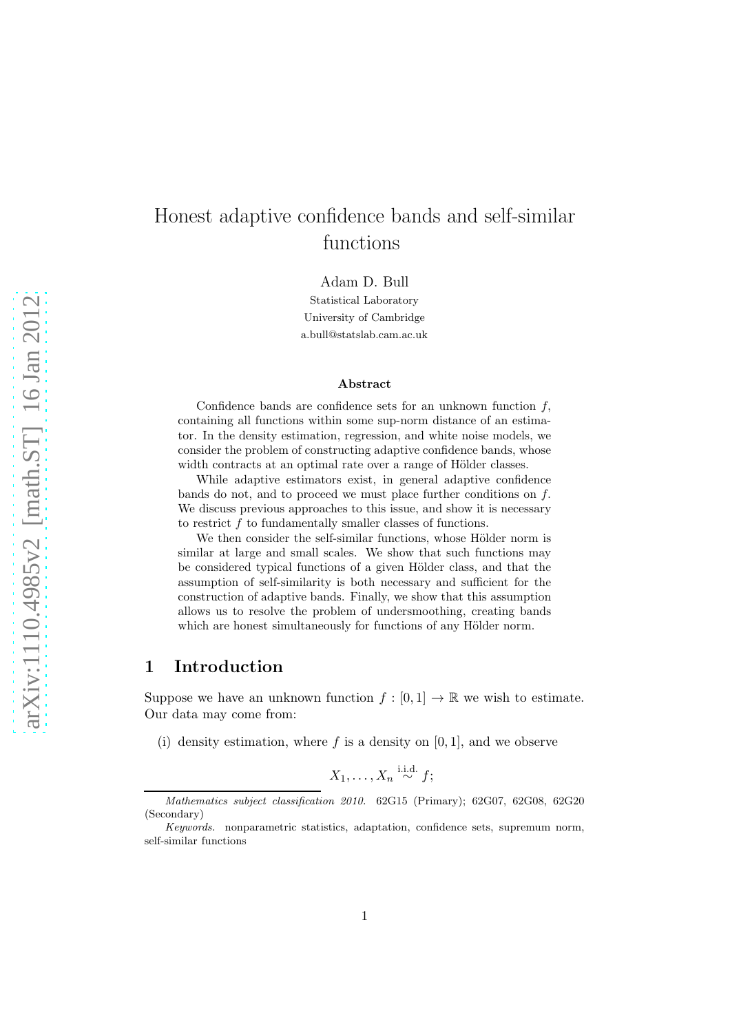# Honest adaptive confidence bands and self-similar functions

Adam D. Bull

Statistical Laboratory

University of Cambridge

a.bull@statslab.cam.ac.uk

### Abstract

Confidence bands are confidence sets for an unknown function $f$, containing all functions within some sup-norm distance of an estimator. In the density estimation, regression, and white noise models, we consider the problem of constructing adaptive confidence bands, whose width contracts at an optimal rate over a range of Hölder classes.

While adaptive estimators exist, in general adaptive confidence bands do not, and to proceed we must place further conditions on $f$. We discuss previous approaches to this issue, and show it is necessary to restrict $f$ to fundamentally smaller classes of functions.

We then consider the self-similar functions, whose Hölder norm is similar at large and small scales. We show that such functions may be considered typical functions of a given Hölder class, and that the assumption of self-similarity is both necessary and sufficient for the construction of adaptive bands. Finally, we show that this assumption allows us to resolve the problem of undersmoothing, creating bands which are honest simultaneously for functions of any Hölder norm.

## 1 Introduction

Suppose we have an unknown function $f : [0, 1] \to \mathbb{R}$ we wish to estimate. Our data may come from:

(i) density estimation, where $f$ is a density on $[0, 1]$, and we observe

$$X_1, \dots, X_n \overset{\text{i.i.d.}}{\sim} f;$$

*Mathematics subject classification 2010.* 62G15 (Primary); 62G07, 62G08, 62G20 (Secondary)

*Keywords.* nonparametric statistics, adaptation, confidence sets, supremum norm, self-similar functions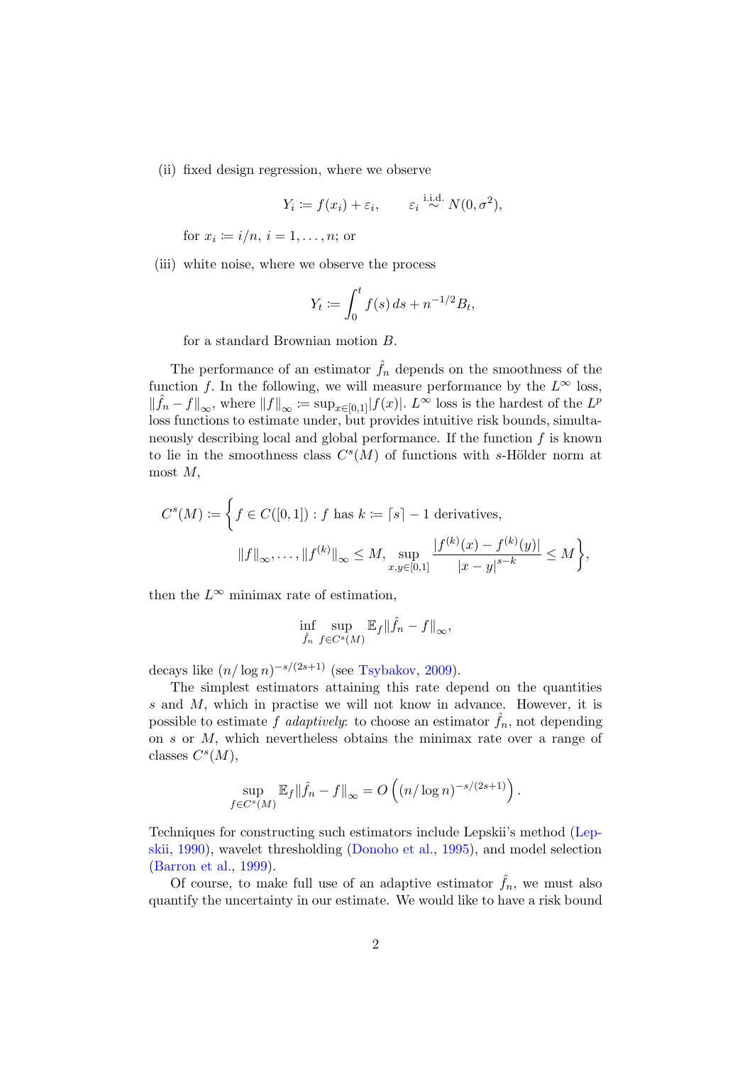(ii) fixed design regression, where we observe

$$Y_i := f(x_i) + \varepsilon_i, \qquad \varepsilon_i \overset{\text{i.i.d.}}{\sim} N(0, \sigma^2),$$

for $x_i := i/n$, $i = 1, \ldots, n$; or

(iii) white noise, where we observe the process

$$Y_t := \int_0^t f(s)\, ds + n^{-1/2} B_t,$$

for a standard Brownian motion $B$.

The performance of an estimator $\hat{f}_n$ depends on the smoothness of the function $f$. In the following, we will measure performance by the $L^\infty$ loss, $\|\hat{f}_n - f\|_\infty$, where $\|f\|_\infty := \sup_{x \in [0,1]} |f(x)|$. $L^\infty$ loss is the hardest of the $L^p$ loss functions to estimate under, but provides intuitive risk bounds, simultaneously describing local and global performance. If the function $f$ is known to lie in the smoothness class $C^s(M)$ of functions with $s$-Hölder norm at most $M$,

$$C^s(M) := \Bigg\{ f \in C([0,1]) : f \text{ has } k := \lceil s \rceil - 1 \text{ derivatives}, \\ \|f\|_\infty, \ldots, \|f^{(k)}\|_\infty \le M, \sup_{x,y \in [0,1]} \frac{|f^{(k)}(x) - f^{(k)}(y)|}{|x-y|^{s-k}} \le M \Bigg\},$$

then the $L^\infty$ minimax rate of estimation,

$$\inf_{\hat{f}_n} \sup_{f \in C^s(M)} \mathbb{E}_f \|\hat{f}_n - f\|_\infty,$$

decays like $(n/\log n)^{-s/(2s+1)}$ (see Tsybakov, 2009).

The simplest estimators attaining this rate depend on the quantities $s$ and $M$, which in practise we will not know in advance. However, it is possible to estimate $f$ *adaptively*: to choose an estimator $\hat{f}_n$, not depending on $s$ or $M$, which nevertheless obtains the minimax rate over a range of classes $C^s(M)$,

$$\sup_{f \in C^s(M)} \mathbb{E}_f \|\hat{f}_n - f\|_\infty = O\left( (n/\log n)^{-s/(2s+1)} \right).$$

Techniques for constructing such estimators include Lepskii's method (Lepskii, 1990), wavelet thresholding (Donoho et al., 1995), and model selection (Barron et al., 1999).

Of course, to make full use of an adaptive estimator $\hat{f}_n$, we must also quantify the uncertainty in our estimate. We would like to have a risk bound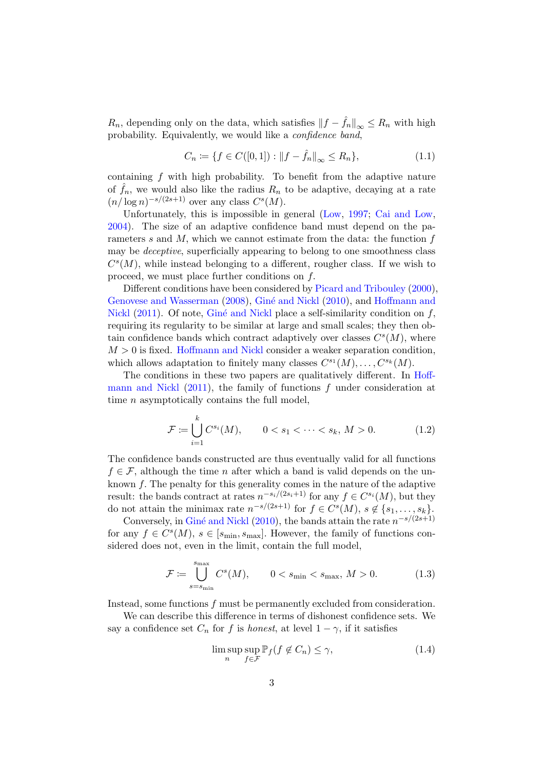$R_n$, depending only on the data, which satisfies $\|f - \hat{f}_n\|_\infty \le R_n$ with high probability. Equivalently, we would like a *confidence band*,

$$C_n \coloneqq \{f \in C([0,1]) : \|f - \hat{f}_n\|_\infty \le R_n\}, \tag{1.1}$$

containing $f$ with high probability. To benefit from the adaptive nature of $\hat{f}_n$, we would also like the radius $R_n$ to be adaptive, decaying at a rate $(n/\log n)^{-s/(2s+1)}$ over any class $C^s(M)$.

Unfortunately, this is impossible in general (Low, 1997; Cai and Low, 2004). The size of an adaptive confidence band must depend on the parameters $s$ and $M$, which we cannot estimate from the data: the function $f$ may be *deceptive*, superficially appearing to belong to one smoothness class $C^s(M)$, while instead belonging to a different, rougher class. If we wish to proceed, we must place further conditions on $f$.

Different conditions have been considered by Picard and Tribouley (2000), Genovese and Wasserman (2008), Giné and Nickl (2010), and Hoffmann and Nickl (2011). Of note, Giné and Nickl place a self-similarity condition on $f$, requiring its regularity to be similar at large and small scales; they then obtain confidence bands which contract adaptively over classes $C^s(M)$, where $M > 0$ is fixed. Hoffmann and Nickl consider a weaker separation condition, which allows adaptation to finitely many classes $C^{s_1}(M), \ldots, C^{s_k}(M)$.

The conditions in these two papers are qualitatively different. In Hoffmann and Nickl (2011), the family of functions $f$ under consideration at time $n$ asymptotically contains the full model,

$$\mathcal{F} \coloneqq \bigcup_{i=1}^{k} C^{s_i}(M), \qquad 0 < s_1 < \cdots < s_k,\ M > 0. \tag{1.2}$$

The confidence bands constructed are thus eventually valid for all functions $f \in \mathcal{F}$, although the time $n$ after which a band is valid depends on the unknown $f$. The penalty for this generality comes in the nature of the adaptive result: the bands contract at rates $n^{-s_i/(2s_i+1)}$ for any $f \in C^{s_i}(M)$, but they do not attain the minimax rate $n^{-s/(2s+1)}$ for $f \in C^s(M)$, $s \notin \{s_1, \ldots, s_k\}$.

Conversely, in Giné and Nickl (2010), the bands attain the rate $n^{-s/(2s+1)}$ for any $f \in C^s(M)$, $s \in [s_{\min}, s_{\max}]$. However, the family of functions considered does not, even in the limit, contain the full model,

$$\mathcal{F} \coloneqq \bigcup_{s=s_{\min}}^{s_{\max}} C^s(M), \qquad 0 < s_{\min} < s_{\max},\ M > 0. \tag{1.3}$$

Instead, some functions $f$ must be permanently excluded from consideration.

We can describe this difference in terms of dishonest confidence sets. We say a confidence set $C_n$ for $f$ is *honest*, at level $1 - \gamma$, if it satisfies

$$\limsup_n \sup_{f \in \mathcal{F}} \mathbb{P}_f(f \notin C_n) \le \gamma, \tag{1.4}$$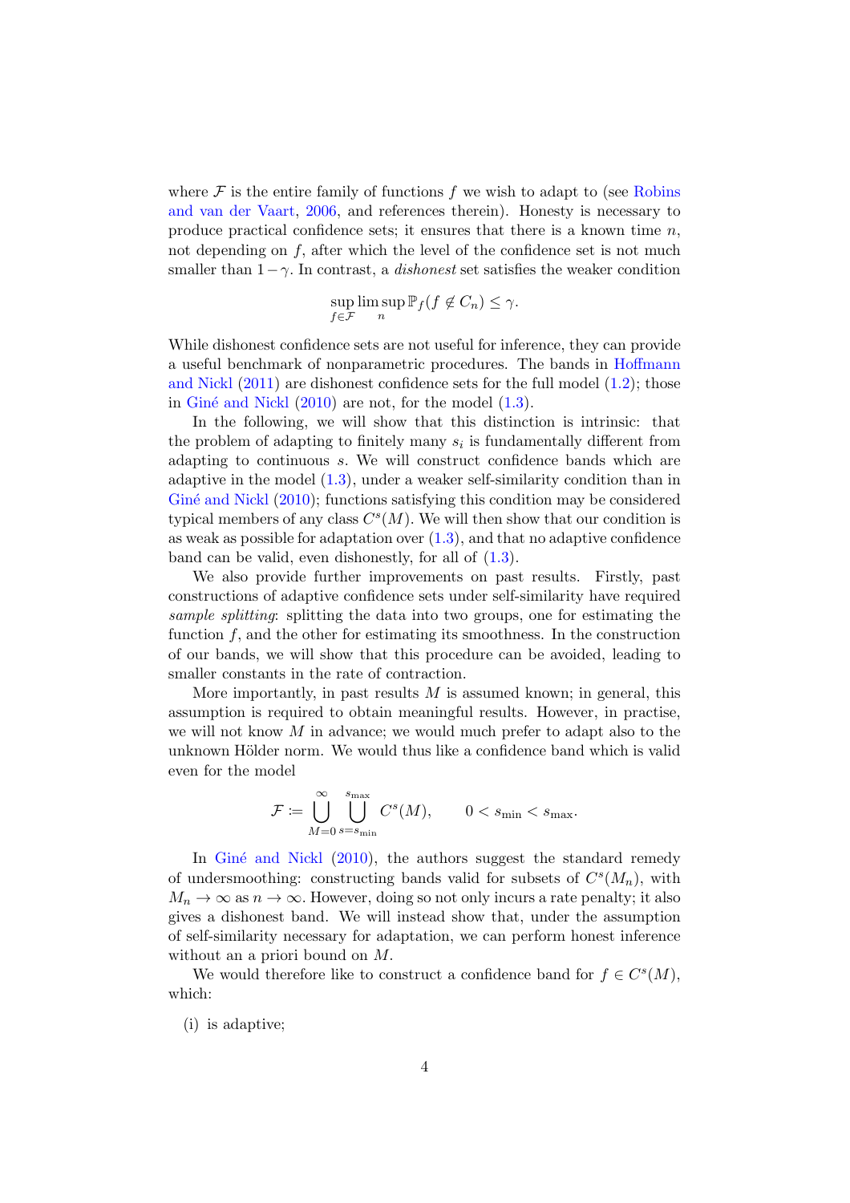where $\mathcal{F}$ is the entire family of functions $f$ we wish to adapt to (see Robins and van der Vaart, 2006, and references therein). Honesty is necessary to produce practical confidence sets; it ensures that there is a known time $n$, not depending on $f$, after which the level of the confidence set is not much smaller than $1-\gamma$. In contrast, a *dishonest* set satisfies the weaker condition

$$\sup_{f \in \mathcal{F}} \limsup_{n} \mathbb{P}_f(f \notin C_n) \leq \gamma.$$

While dishonest confidence sets are not useful for inference, they can provide a useful benchmark of nonparametric procedures. The bands in Hoffmann and Nickl (2011) are dishonest confidence sets for the full model (1.2); those in Giné and Nickl (2010) are not, for the model (1.3).

In the following, we will show that this distinction is intrinsic: that the problem of adapting to finitely many $s_i$ is fundamentally different from adapting to continuous $s$. We will construct confidence bands which are adaptive in the model (1.3), under a weaker self-similarity condition than in Giné and Nickl (2010); functions satisfying this condition may be considered typical members of any class $C^s(M)$. We will then show that our condition is as weak as possible for adaptation over (1.3), and that no adaptive confidence band can be valid, even dishonestly, for all of (1.3).

We also provide further improvements on past results. Firstly, past constructions of adaptive confidence sets under self-similarity have required *sample splitting*: splitting the data into two groups, one for estimating the function $f$, and the other for estimating its smoothness. In the construction of our bands, we will show that this procedure can be avoided, leading to smaller constants in the rate of contraction.

More importantly, in past results $M$ is assumed known; in general, this assumption is required to obtain meaningful results. However, in practise, we will not know $M$ in advance; we would much prefer to adapt also to the unknown Hölder norm. We would thus like a confidence band which is valid even for the model

$$\mathcal{F} \coloneqq \bigcup_{M=0}^{\infty} \bigcup_{s=s_{\min}}^{s_{\max}} C^s(M), \qquad 0 < s_{\min} < s_{\max}.$$

In Giné and Nickl (2010), the authors suggest the standard remedy of undersmoothing: constructing bands valid for subsets of $C^s(M_n)$, with $M_n \to \infty$ as $n \to \infty$. However, doing so not only incurs a rate penalty; it also gives a dishonest band. We will instead show that, under the assumption of self-similarity necessary for adaptation, we can perform honest inference without an a priori bound on $M$.

We would therefore like to construct a confidence band for $f \in C^s(M)$, which:

(i) is adaptive;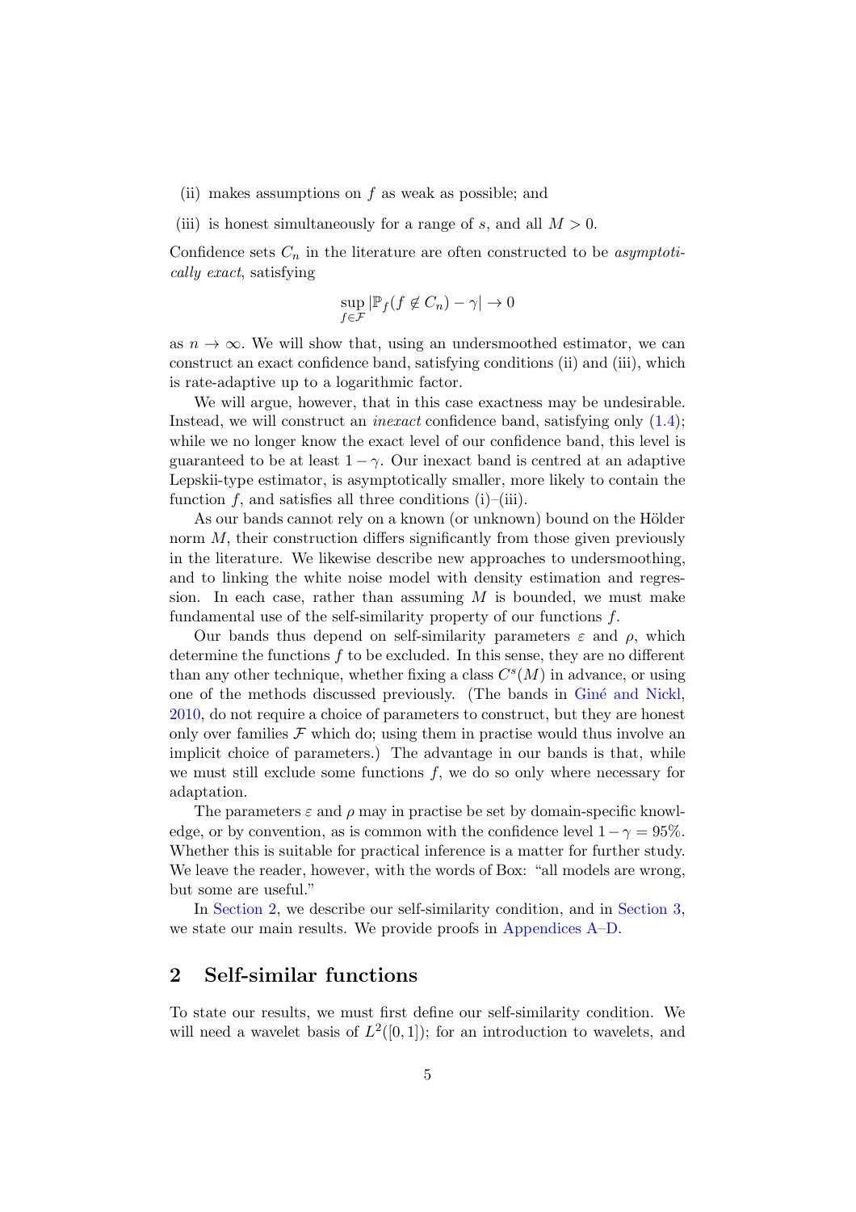(ii) makes assumptions on $f$ as weak as possible; and

(iii) is honest simultaneously for a range of $s$, and all $M > 0$.

Confidence sets $C_n$ in the literature are often constructed to be *asymptotically exact*, satisfying

$$\sup_{f \in \mathcal{F}} |\mathbb{P}_f(f \notin C_n) - \gamma| \to 0$$

as $n \to \infty$. We will show that, using an undersmoothed estimator, we can construct an exact confidence band, satisfying conditions (ii) and (iii), which is rate-adaptive up to a logarithmic factor.

We will argue, however, that in this case exactness may be undesirable. Instead, we will construct an *inexact* confidence band, satisfying only (1.4); while we no longer know the exact level of our confidence band, this level is guaranteed to be at least $1 - \gamma$. Our inexact band is centred at an adaptive Lepskii-type estimator, is asymptotically smaller, more likely to contain the function $f$, and satisfies all three conditions (i)–(iii).

As our bands cannot rely on a known (or unknown) bound on the Hölder norm $M$, their construction differs significantly from those given previously in the literature. We likewise describe new approaches to undersmoothing, and to linking the white noise model with density estimation and regression. In each case, rather than assuming $M$ is bounded, we must make fundamental use of the self-similarity property of our functions $f$.

Our bands thus depend on self-similarity parameters $\varepsilon$ and $\rho$, which determine the functions $f$ to be excluded. In this sense, they are no different than any other technique, whether fixing a class $C^s(M)$ in advance, or using one of the methods discussed previously. (The bands in Giné and Nickl, 2010, do not require a choice of parameters to construct, but they are honest only over families $\mathcal{F}$ which do; using them in practise would thus involve an implicit choice of parameters.) The advantage in our bands is that, while we must still exclude some functions $f$, we do so only where necessary for adaptation.

The parameters $\varepsilon$ and $\rho$ may in practise be set by domain-specific knowledge, or by convention, as is common with the confidence level $1 - \gamma = 95\%$. Whether this is suitable for practical inference is a matter for further study. We leave the reader, however, with the words of Box: "all models are wrong, but some are useful."

In Section 2, we describe our self-similarity condition, and in Section 3, we state our main results. We provide proofs in Appendices A–D.

## 2 Self-similar functions

To state our results, we must first define our self-similarity condition. We will need a wavelet basis of $L^2([0, 1])$; for an introduction to wavelets, and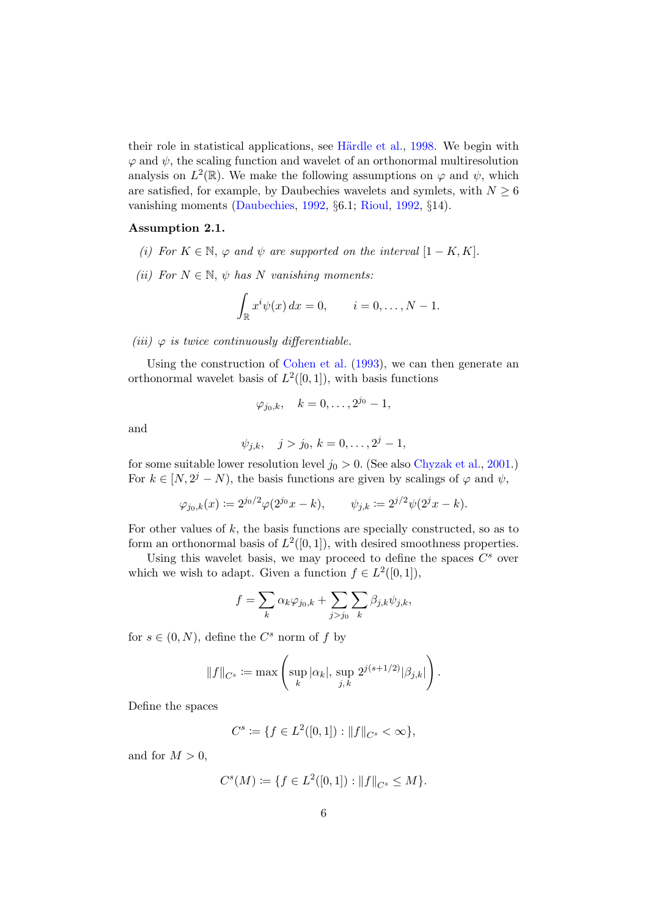their role in statistical applications, see Härdle et al., 1998. We begin with $\varphi$ and $\psi$, the scaling function and wavelet of an orthonormal multiresolution analysis on $L^2(\mathbb{R})$. We make the following assumptions on $\varphi$ and $\psi$, which are satisfied, for example, by Daubechies wavelets and symlets, with $N \geq 6$ vanishing moments (Daubechies, 1992, §6.1; Rioul, 1992, §14).

**Assumption 2.1.**

*(i) For $K \in \mathbb{N}$, $\varphi$ and $\psi$ are supported on the interval $[1-K, K]$.*

*(ii) For $N \in \mathbb{N}$, $\psi$ has $N$ vanishing moments:*

$$\int_{\mathbb{R}} x^i \psi(x)\,dx = 0, \qquad i = 0, \dots, N-1.$$

*(iii) $\varphi$ is twice continuously differentiable.*

Using the construction of Cohen et al. (1993), we can then generate an orthonormal wavelet basis of $L^2([0,1])$, with basis functions

$$\varphi_{j_0,k}, \quad k = 0, \dots, 2^{j_0} - 1,$$

and

$$\psi_{j,k}, \quad j > j_0,\ k = 0, \dots, 2^j - 1,$$

for some suitable lower resolution level $j_0 > 0$. (See also Chyzak et al., 2001.) For $k \in [N, 2^j - N)$, the basis functions are given by scalings of $\varphi$ and $\psi$,

$$\varphi_{j_0,k}(x) := 2^{j_0/2}\varphi(2^{j_0}x - k), \qquad \psi_{j,k} := 2^{j/2}\psi(2^j x - k).$$

For other values of $k$, the basis functions are specially constructed, so as to form an orthonormal basis of $L^2([0,1])$, with desired smoothness properties.

Using this wavelet basis, we may proceed to define the spaces $C^s$ over which we wish to adapt. Given a function $f \in L^2([0,1])$,

$$f = \sum_k \alpha_k \varphi_{j_0,k} + \sum_{j > j_0} \sum_k \beta_{j,k} \psi_{j,k},$$

for $s \in (0, N)$, define the $C^s$ norm of $f$ by

$$\|f\|_{C^s} := \max\left( \sup_k |\alpha_k|,\ \sup_{j,k} 2^{j(s+1/2)} |\beta_{j,k}| \right).$$

Define the spaces

$$C^s := \{ f \in L^2([0,1]) : \|f\|_{C^s} < \infty \},$$

and for $M > 0$,

$$C^s(M) := \{ f \in L^2([0,1]) : \|f\|_{C^s} \leq M \}.$$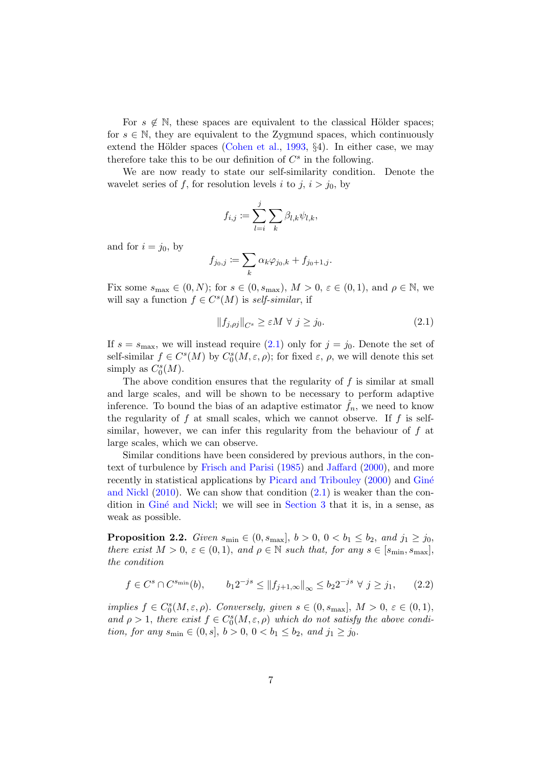For $s \notin \mathbb{N}$, these spaces are equivalent to the classical Hölder spaces; for $s \in \mathbb{N}$, they are equivalent to the Zygmund spaces, which continuously extend the Hölder spaces (Cohen et al., 1993, §4). In either case, we may therefore take this to be our definition of $C^s$ in the following.

We are now ready to state our self-similarity condition. Denote the wavelet series of $f$, for resolution levels $i$ to $j$, $i > j_0$, by

$$f_{i,j} := \sum_{l=i}^{j} \sum_{k} \beta_{l,k} \psi_{l,k},$$

and for $i = j_0$, by

$$f_{j_0,j} := \sum_{k} \alpha_k \varphi_{j_0,k} + f_{j_0+1,j}.$$

Fix some $s_{\max} \in (0, N)$; for $s \in (0, s_{\max})$, $M > 0$, $\varepsilon \in (0,1)$, and $\rho \in \mathbb{N}$, we will say a function $f \in C^s(M)$ is *self-similar*, if

$$\|f_{j,\rho j}\|_{C^s} \geq \varepsilon M \ \forall \ j \geq j_0. \tag{2.1}$$

If $s = s_{\max}$, we will instead require (2.1) only for $j = j_0$. Denote the set of self-similar $f \in C^s(M)$ by $C^s_0(M, \varepsilon, \rho)$; for fixed $\varepsilon$, $\rho$, we will denote this set simply as $C^s_0(M)$.

The above condition ensures that the regularity of $f$ is similar at small and large scales, and will be shown to be necessary to perform adaptive inference. To bound the bias of an adaptive estimator $\hat{f}_n$, we need to know the regularity of $f$ at small scales, which we cannot observe. If $f$ is self-similar, however, we can infer this regularity from the behaviour of $f$ at large scales, which we can observe.

Similar conditions have been considered by previous authors, in the context of turbulence by Frisch and Parisi (1985) and Jaffard (2000), and more recently in statistical applications by Picard and Tribouley (2000) and Giné and Nickl (2010). We can show that condition (2.1) is weaker than the condition in Giné and Nickl; we will see in Section 3 that it is, in a sense, as weak as possible.

**Proposition 2.2.** *Given $s_{\min} \in (0, s_{\max}]$, $b > 0$, $0 < b_1 \leq b_2$, and $j_1 \geq j_0$, there exist $M > 0$, $\varepsilon \in (0,1)$, and $\rho \in \mathbb{N}$ such that, for any $s \in [s_{\min}, s_{\max}]$, the condition*

$$f \in C^s \cap C^{s_{\min}}(b), \qquad b_1 2^{-js} \leq \|f_{j+1,\infty}\|_\infty \leq b_2 2^{-js} \ \forall \ j \geq j_1, \tag{2.2}$$

*implies $f \in C^s_0(M, \varepsilon, \rho)$. Conversely, given $s \in (0, s_{\max}]$, $M > 0$, $\varepsilon \in (0,1)$, and $\rho > 1$, there exist $f \in C^s_0(M, \varepsilon, \rho)$ which do not satisfy the above condition, for any $s_{\min} \in (0, s]$, $b > 0$, $0 < b_1 \leq b_2$, and $j_1 \geq j_0$.*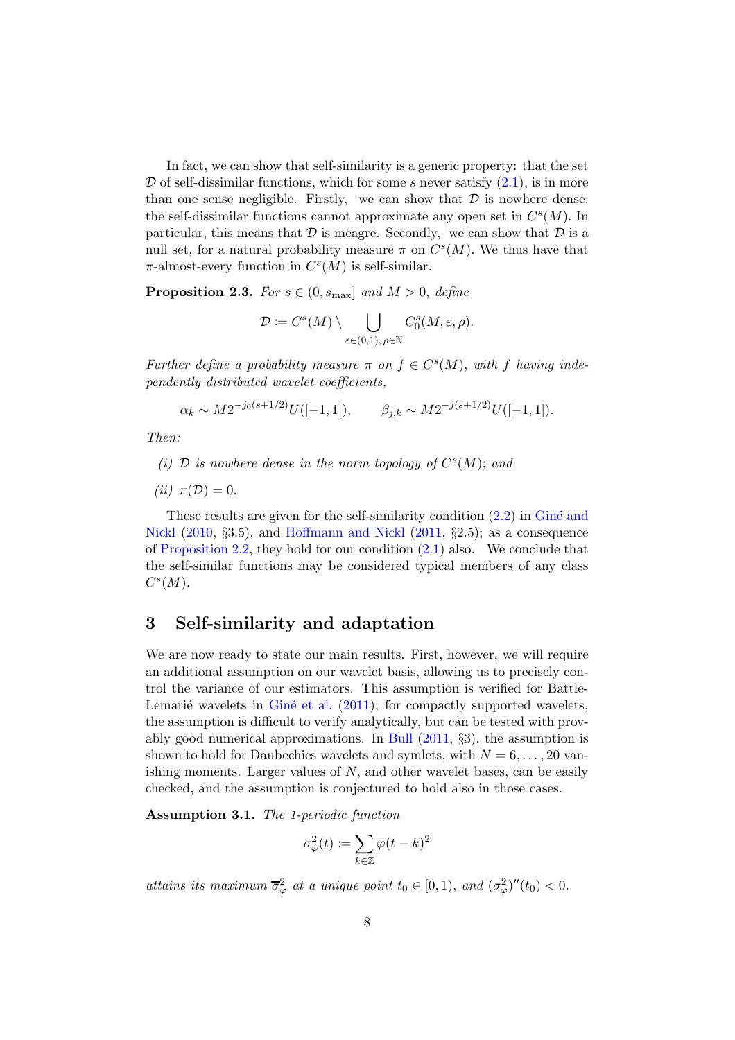In fact, we can show that self-similarity is a generic property: that the set $\mathcal{D}$ of self-dissimilar functions, which for some $s$ never satisfy (2.1), is in more than one sense negligible. Firstly, we can show that $\mathcal{D}$ is nowhere dense: the self-dissimilar functions cannot approximate any open set in $C^s(M)$. In particular, this means that $\mathcal{D}$ is meagre. Secondly, we can show that $\mathcal{D}$ is a null set, for a natural probability measure $\pi$ on $C^s(M)$. We thus have that $\pi$-almost-every function in $C^s(M)$ is self-similar.

**Proposition 2.3.** *For $s \in (0, s_{\max}]$ and $M > 0$, define*

$$\mathcal{D} \coloneqq C^s(M) \setminus \bigcup_{\varepsilon \in (0,1),\, \rho \in \mathbb{N}} C_0^s(M, \varepsilon, \rho).$$

*Further define a probability measure $\pi$ on $f \in C^s(M)$, with $f$ having independently distributed wavelet coefficients,*

$$\alpha_k \sim M 2^{-j_0(s+1/2)} U([-1,1]), \qquad \beta_{j,k} \sim M 2^{-j(s+1/2)} U([-1,1]).$$

*Then:*

*(i) $\mathcal{D}$ is nowhere dense in the norm topology of $C^s(M)$; and*

*(ii) $\pi(\mathcal{D}) = 0$.*

These results are given for the self-similarity condition (2.2) in Giné and Nickl (2010, §3.5), and Hoffmann and Nickl (2011, §2.5); as a consequence of Proposition 2.2, they hold for our condition (2.1) also. We conclude that the self-similar functions may be considered typical members of any class $C^s(M)$.

## 3 Self-similarity and adaptation

We are now ready to state our main results. First, however, we will require an additional assumption on our wavelet basis, allowing us to precisely control the variance of our estimators. This assumption is verified for Battle-Lemarié wavelets in Giné et al. (2011); for compactly supported wavelets, the assumption is difficult to verify analytically, but can be tested with provably good numerical approximations. In Bull (2011, §3), the assumption is shown to hold for Daubechies wavelets and symlets, with $N = 6, \dots, 20$ vanishing moments. Larger values of $N$, and other wavelet bases, can be easily checked, and the assumption is conjectured to hold also in those cases.

**Assumption 3.1.** *The 1-periodic function*

$$\sigma_\varphi^2(t) \coloneqq \sum_{k \in \mathbb{Z}} \varphi(t-k)^2$$

*attains its maximum $\overline{\sigma}_\varphi^2$ at a unique point $t_0 \in [0,1)$, and $(\sigma_\varphi^2)''(t_0) < 0$.*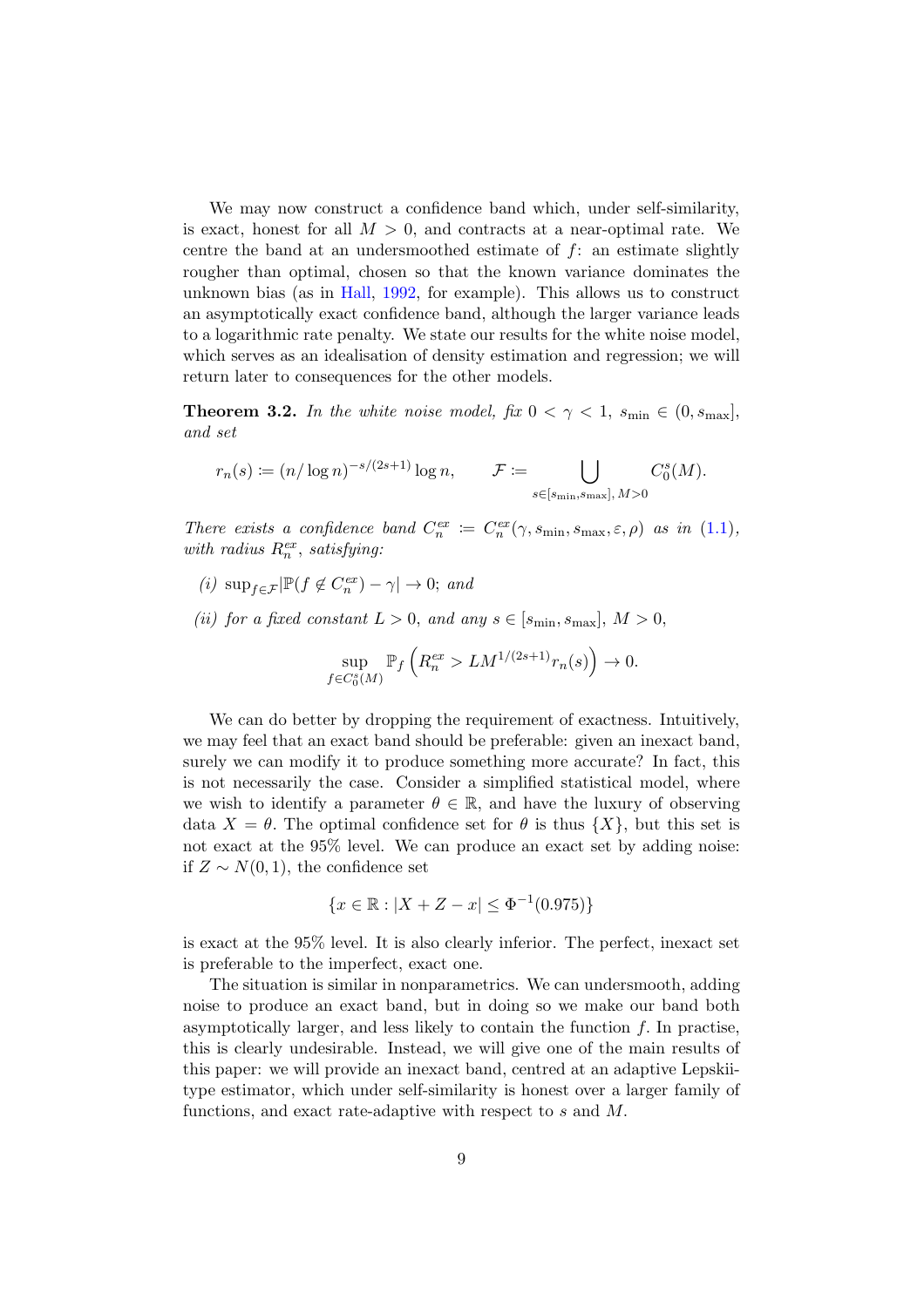We may now construct a confidence band which, under self-similarity, is exact, honest for all $M > 0$, and contracts at a near-optimal rate. We centre the band at an undersmoothed estimate of $f$: an estimate slightly rougher than optimal, chosen so that the known variance dominates the unknown bias (as in Hall, 1992, for example). This allows us to construct an asymptotically exact confidence band, although the larger variance leads to a logarithmic rate penalty. We state our results for the white noise model, which serves as an idealisation of density estimation and regression; we will return later to consequences for the other models.

**Theorem 3.2.** *In the white noise model, fix $0 < \gamma < 1$, $s_{\min} \in (0, s_{\max}]$, and set*

$$r_n(s) := (n/\log n)^{-s/(2s+1)} \log n, \qquad \mathcal{F} := \bigcup_{s \in [s_{\min}, s_{\max}],\, M>0} C_0^s(M).$$

*There exists a confidence band $C_n^{ex} := C_n^{ex}(\gamma, s_{\min}, s_{\max}, \varepsilon, \rho)$ as in (1.1), with radius $R_n^{ex}$, satisfying:*

*(i) $\sup_{f \in \mathcal{F}} |\mathbb{P}(f \notin C_n^{ex}) - \gamma| \to 0$; and*

*(ii) for a fixed constant $L > 0$, and any $s \in [s_{\min}, s_{\max}]$, $M > 0$,*

$$\sup_{f \in C_0^s(M)} \mathbb{P}_f \left( R_n^{ex} > L M^{1/(2s+1)} r_n(s) \right) \to 0.$$

We can do better by dropping the requirement of exactness. Intuitively, we may feel that an exact band should be preferable: given an inexact band, surely we can modify it to produce something more accurate? In fact, this is not necessarily the case. Consider a simplified statistical model, where we wish to identify a parameter $\theta \in \mathbb{R}$, and have the luxury of observing data $X = \theta$. The optimal confidence set for $\theta$ is thus $\{X\}$, but this set is not exact at the 95% level. We can produce an exact set by adding noise: if $Z \sim N(0, 1)$, the confidence set

$$\{x \in \mathbb{R} : |X + Z - x| \leq \Phi^{-1}(0.975)\}$$

is exact at the 95% level. It is also clearly inferior. The perfect, inexact set is preferable to the imperfect, exact one.

The situation is similar in nonparametrics. We can undersmooth, adding noise to produce an exact band, but in doing so we make our band both asymptotically larger, and less likely to contain the function $f$. In practise, this is clearly undesirable. Instead, we will give one of the main results of this paper: we will provide an inexact band, centred at an adaptive Lepskii-type estimator, which under self-similarity is honest over a larger family of functions, and exact rate-adaptive with respect to $s$ and $M$.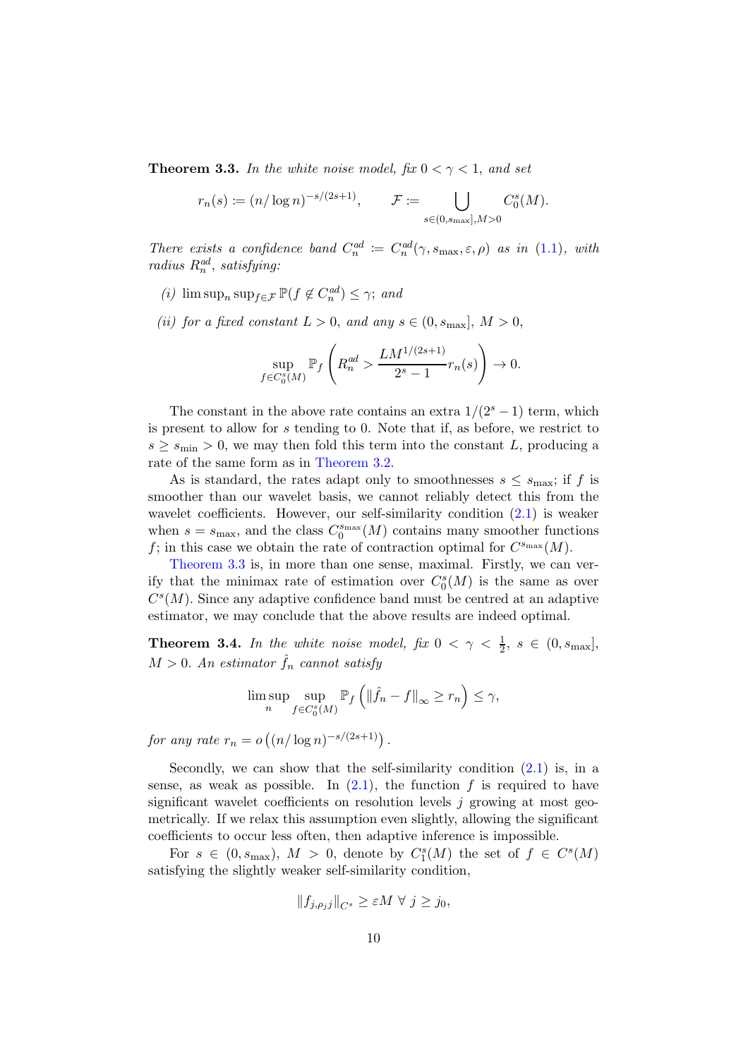**Theorem 3.3.** *In the white noise model, fix $0 < \gamma < 1$, and set*

$$r_n(s) := (n/\log n)^{-s/(2s+1)}, \qquad \mathcal{F} := \bigcup_{s \in (0, s_{\max}], M>0} C_0^s(M).$$

*There exists a confidence band $C_n^{ad} := C_n^{ad}(\gamma, s_{\max}, \varepsilon, \rho)$ as in (1.1), with radius $R_n^{ad}$, satisfying:*

*(i)* $\limsup_n \sup_{f \in \mathcal{F}} \mathbb{P}(f \notin C_n^{ad}) \le \gamma$; *and*

*(ii) for a fixed constant $L > 0$, and any $s \in (0, s_{\max}]$, $M > 0$,*

$$\sup_{f \in C_0^s(M)} \mathbb{P}_f \left( R_n^{ad} > \frac{L M^{1/(2s+1)}}{2^s - 1} r_n(s) \right) \to 0.$$

The constant in the above rate contains an extra $1/(2^s - 1)$ term, which is present to allow for $s$ tending to 0. Note that if, as before, we restrict to $s \ge s_{\min} > 0$, we may then fold this term into the constant $L$, producing a rate of the same form as in Theorem 3.2.

As is standard, the rates adapt only to smoothnesses $s \le s_{\max}$; if $f$ is smoother than our wavelet basis, we cannot reliably detect this from the wavelet coefficients. However, our self-similarity condition (2.1) is weaker when $s = s_{\max}$, and the class $C_0^{s_{\max}}(M)$ contains many smoother functions $f$; in this case we obtain the rate of contraction optimal for $C^{s_{\max}}(M)$.

Theorem 3.3 is, in more than one sense, maximal. Firstly, we can verify that the minimax rate of estimation over $C_0^s(M)$ is the same as over $C^s(M)$. Since any adaptive confidence band must be centred at an adaptive estimator, we may conclude that the above results are indeed optimal.

**Theorem 3.4.** *In the white noise model, fix $0 < \gamma < \frac{1}{2}$, $s \in (0, s_{\max}]$, $M > 0$. An estimator $\hat{f}_n$ cannot satisfy*

$$\limsup_n \sup_{f \in C_0^s(M)} \mathbb{P}_f \left( \|\hat{f}_n - f\|_\infty \ge r_n \right) \le \gamma,$$

*for any rate $r_n = o\left((n/\log n)^{-s/(2s+1)}\right)$.*

Secondly, we can show that the self-similarity condition (2.1) is, in a sense, as weak as possible. In (2.1), the function $f$ is required to have significant wavelet coefficients on resolution levels $j$ growing at most geometrically. If we relax this assumption even slightly, allowing the significant coefficients to occur less often, then adaptive inference is impossible.

For $s \in (0, s_{\max})$, $M > 0$, denote by $C_1^s(M)$ the set of $f \in C^s(M)$ satisfying the slightly weaker self-similarity condition,

$$\|f_{j,\rho_j j}\|_{C^s} \ge \varepsilon M \;\forall\; j \ge j_0,$$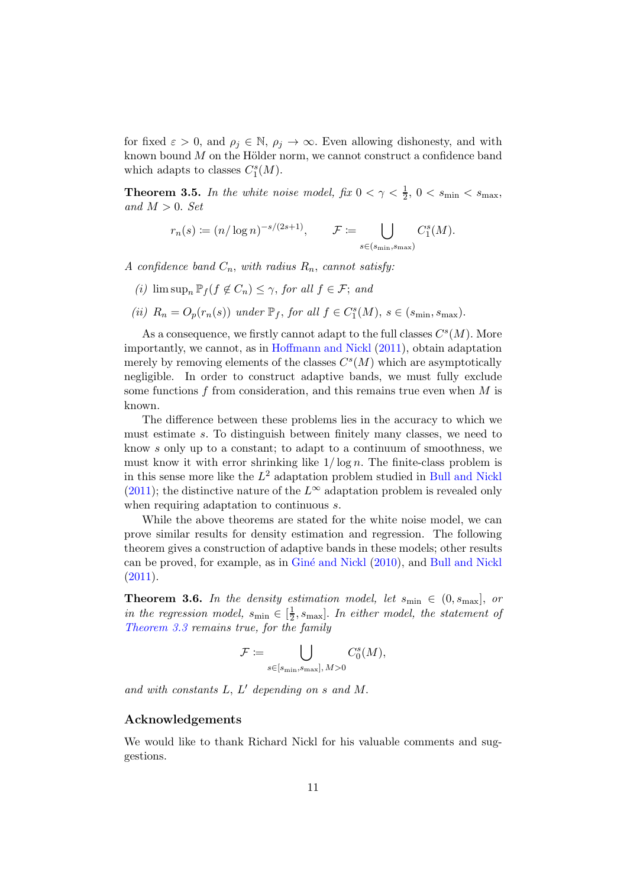for fixed $\varepsilon > 0$, and $\rho_j \in \mathbb{N}$, $\rho_j \to \infty$. Even allowing dishonesty, and with known bound $M$ on the Hölder norm, we cannot construct a confidence band which adapts to classes $C_1^s(M)$.

**Theorem 3.5.** *In the white noise model, fix $0 < \gamma < \frac{1}{2}$, $0 < s_{\min} < s_{\max}$, and $M > 0$. Set*

$$r_n(s) := (n/\log n)^{-s/(2s+1)}, \qquad \mathcal{F} := \bigcup_{s \in (s_{\min}, s_{\max})} C_1^s(M).$$

*A confidence band $C_n$, with radius $R_n$, cannot satisfy:*

*(i) $\limsup_n \mathbb{P}_f(f \notin C_n) \leq \gamma$, for all $f \in \mathcal{F}$; and*

*(ii) $R_n = O_p(r_n(s))$ under $\mathbb{P}_f$, for all $f \in C_1^s(M)$, $s \in (s_{\min}, s_{\max})$.*

As a consequence, we firstly cannot adapt to the full classes $C^s(M)$. More importantly, we cannot, as in Hoffmann and Nickl (2011), obtain adaptation merely by removing elements of the classes $C^s(M)$ which are asymptotically negligible. In order to construct adaptive bands, we must fully exclude some functions $f$ from consideration, and this remains true even when $M$ is known.

The difference between these problems lies in the accuracy to which we must estimate $s$. To distinguish between finitely many classes, we need to know $s$ only up to a constant; to adapt to a continuum of smoothness, we must know it with error shrinking like $1/\log n$. The finite-class problem is in this sense more like the $L^2$ adaptation problem studied in Bull and Nickl (2011); the distinctive nature of the $L^\infty$ adaptation problem is revealed only when requiring adaptation to continuous $s$.

While the above theorems are stated for the white noise model, we can prove similar results for density estimation and regression. The following theorem gives a construction of adaptive bands in these models; other results can be proved, for example, as in Giné and Nickl (2010), and Bull and Nickl (2011).

**Theorem 3.6.** *In the density estimation model, let $s_{\min} \in (0, s_{\max}]$, or in the regression model, $s_{\min} \in [\frac{1}{2}, s_{\max}]$. In either model, the statement of Theorem 3.3 remains true, for the family*

$$\mathcal{F} := \bigcup_{s \in [s_{\min}, s_{\max}],\, M > 0} C_0^s(M),$$

*and with constants $L$, $L'$ depending on $s$ and $M$.*

## Acknowledgements

We would like to thank Richard Nickl for his valuable comments and suggestions.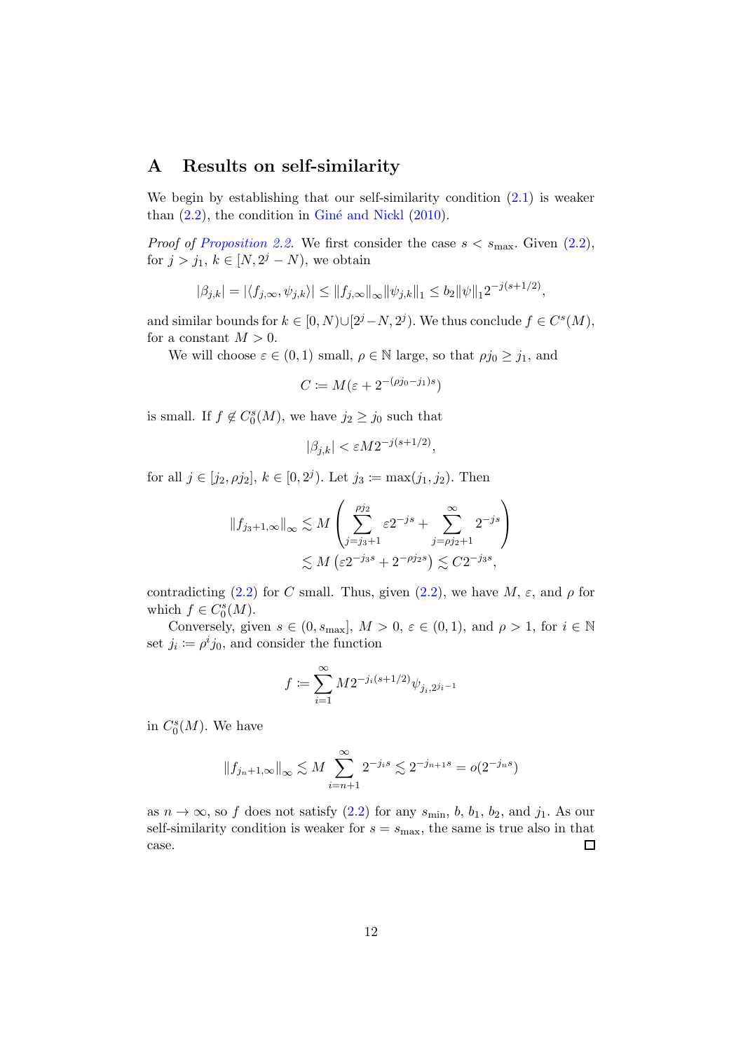# A Results on self-similarity

We begin by establishing that our self-similarity condition (2.1) is weaker than (2.2), the condition in Giné and Nickl (2010).

*Proof of Proposition 2.2.* We first consider the case $s < s_{\max}$. Given (2.2), for $j > j_1$, $k \in [N, 2^j - N)$, we obtain

$$|\beta_{j,k}| = |\langle f_{j,\infty}, \psi_{j,k}\rangle| \leq \|f_{j,\infty}\|_\infty \|\psi_{j,k}\|_1 \leq b_2 \|\psi\|_1 2^{-j(s+1/2)},$$

and similar bounds for $k \in [0, N) \cup [2^j - N, 2^j)$. We thus conclude $f \in C^s(M)$, for a constant $M > 0$.

We will choose $\varepsilon \in (0,1)$ small, $\rho \in \mathbb{N}$ large, so that $\rho j_0 \geq j_1$, and

$$C \coloneqq M(\varepsilon + 2^{-(\rho j_0 - j_1)s})$$

is small. If $f \notin C_0^s(M)$, we have $j_2 \geq j_0$ such that

$$|\beta_{j,k}| < \varepsilon M 2^{-j(s+1/2)},$$

for all $j \in [j_2, \rho j_2]$, $k \in [0, 2^j)$. Let $j_3 \coloneqq \max(j_1, j_2)$. Then

$$\begin{aligned}
\|f_{j_3+1,\infty}\|_\infty &\lesssim M \left( \sum_{j=j_3+1}^{\rho j_2} \varepsilon 2^{-js} + \sum_{j=\rho j_2+1}^{\infty} 2^{-js} \right) \\
&\lesssim M \left( \varepsilon 2^{-j_3 s} + 2^{-\rho j_2 s} \right) \lesssim C 2^{-j_3 s},
\end{aligned}$$

contradicting (2.2) for $C$ small. Thus, given (2.2), we have $M$, $\varepsilon$, and $\rho$ for which $f \in C_0^s(M)$.

Conversely, given $s \in (0, s_{\max}]$, $M > 0$, $\varepsilon \in (0,1)$, and $\rho > 1$, for $i \in \mathbb{N}$ set $j_i \coloneqq \rho^i j_0$, and consider the function

$$f \coloneqq \sum_{i=1}^{\infty} M 2^{-j_i(s+1/2)} \psi_{j_i, 2^{j_i - 1}}$$

in $C_0^s(M)$. We have

$$\|f_{j_n+1,\infty}\|_\infty \lesssim M \sum_{i=n+1}^{\infty} 2^{-j_i s} \lesssim 2^{-j_{n+1} s} = o(2^{-j_n s})$$

as $n \to \infty$, so $f$ does not satisfy (2.2) for any $s_{\min}$, $b$, $b_1$, $b_2$, and $j_1$. As our self-similarity condition is weaker for $s = s_{\max}$, the same is true also in that case. $\square$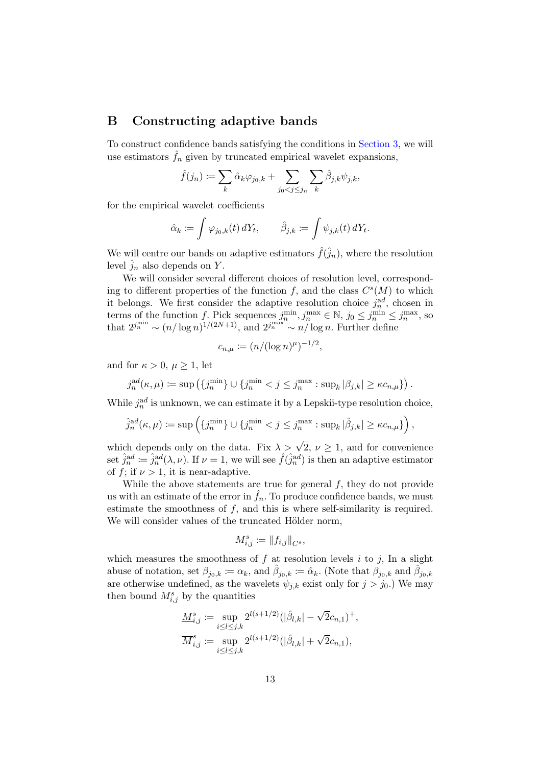# B Constructing adaptive bands

To construct confidence bands satisfying the conditions in Section 3, we will use estimators $\hat{f}_n$ given by truncated empirical wavelet expansions,

$$\hat{f}(j_n) \coloneqq \sum_k \hat{\alpha}_k \varphi_{j_0,k} + \sum_{j_0 < j \le j_n} \sum_k \hat{\beta}_{j,k} \psi_{j,k},$$

for the empirical wavelet coefficients

$$\hat{\alpha}_k \coloneqq \int \varphi_{j_0,k}(t)\, dY_t, \qquad \hat{\beta}_{j,k} \coloneqq \int \psi_{j,k}(t)\, dY_t.$$

We will centre our bands on adaptive estimators $\hat{f}(\hat{j}_n)$, where the resolution level $\hat{j}_n$ also depends on $Y$.

We will consider several different choices of resolution level, corresponding to different properties of the function $f$, and the class $C^s(M)$ to which it belongs. We first consider the adaptive resolution choice $j_n^{\mathrm{ad}}$, chosen in terms of the function $f$. Pick sequences $j_n^{\min}, j_n^{\max} \in \mathbb{N}$, $j_0 \le j_n^{\min} \le j_n^{\max}$, so that $2^{j_n^{\min}} \sim (n/\log n)^{1/(2N+1)}$, and $2^{j_n^{\max}} \sim n/\log n$. Further define

$$c_{n,\mu} \coloneqq (n/(\log n)^{\mu})^{-1/2},$$

and for $\kappa > 0$, $\mu \ge 1$, let

$$j_n^{\mathrm{ad}}(\kappa,\mu) \coloneqq \sup\left(\{j_n^{\min}\} \cup \{j_n^{\min} < j \le j_n^{\max} : \sup_k |\beta_{j,k}| \ge \kappa c_{n,\mu}\}\right).$$

While $j_n^{\mathrm{ad}}$ is unknown, we can estimate it by a Lepskii-type resolution choice,

$$\hat{j}_n^{\mathrm{ad}}(\kappa,\mu) \coloneqq \sup\left(\{j_n^{\min}\} \cup \{j_n^{\min} < j \le j_n^{\max} : \sup_k |\hat{\beta}_{j,k}| \ge \kappa c_{n,\mu}\}\right),$$

which depends only on the data. Fix $\lambda > \sqrt{2}$, $\nu \ge 1$, and for convenience set $\hat{j}_n^{\mathrm{ad}} \coloneqq \hat{j}_n^{\mathrm{ad}}(\lambda,\nu)$. If $\nu = 1$, we will see $\hat{f}(\hat{j}_n^{\mathrm{ad}})$ is then an adaptive estimator of $f$; if $\nu > 1$, it is near-adaptive.

While the above statements are true for general $f$, they do not provide us with an estimate of the error in $\hat{f}_n$. To produce confidence bands, we must estimate the smoothness of $f$, and this is where self-similarity is required. We will consider values of the truncated Hölder norm,

$$M_{i,j}^s \coloneqq \|f_{i,j}\|_{C^s},$$

which measures the smoothness of $f$ at resolution levels $i$ to $j$, In a slight abuse of notation, set $\beta_{j_0,k} \coloneqq \alpha_k$, and $\hat{\beta}_{j_0,k} \coloneqq \hat{\alpha}_k$. (Note that $\beta_{j_0,k}$ and $\hat{\beta}_{j_0,k}$ are otherwise undefined, as the wavelets $\psi_{j,k}$ exist only for $j > j_0$.) We may then bound $M_{i,j}^s$ by the quantities

$$\underline{M}_{i,j}^s \coloneqq \sup_{i \le l \le j, k} 2^{l(s+1/2)}(|\hat{\beta}_{l,k}| - \sqrt{2}c_{n,1})^+,$$
$$\overline{M}_{i,j}^s \coloneqq \sup_{i \le l \le j, k} 2^{l(s+1/2)}(|\hat{\beta}_{l,k}| + \sqrt{2}c_{n,1}),$$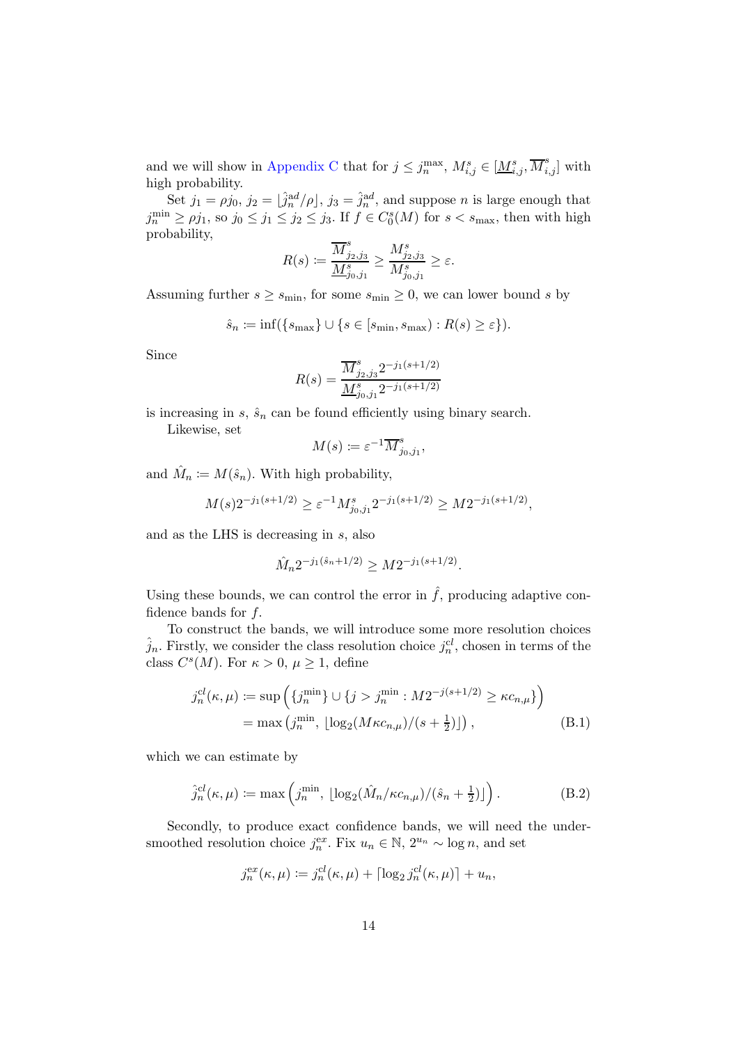and we will show in Appendix C that for $j \leq j_n^{\max}$, $M_{i,j}^s \in [\underline{M}_{i,j}^s, \overline{M}_{i,j}^s]$ with high probability.

Set $j_1 = \rho j_0$, $j_2 = \lfloor \hat{j}_n^{\mathrm{ad}}/\rho \rfloor$, $j_3 = \hat{j}_n^{\mathrm{ad}}$, and suppose $n$ is large enough that $j_n^{\min} \geq \rho j_1$, so $j_0 \leq j_1 \leq j_2 \leq j_3$. If $f \in C_0^s(M)$ for $s < s_{\max}$, then with high probability,

$$R(s) \coloneqq \frac{\overline{M}_{j_2,j_3}^s}{\underline{M}_{j_0,j_1}^s} \geq \frac{M_{j_2,j_3}^s}{M_{j_0,j_1}^s} \geq \varepsilon.$$

Assuming further $s \geq s_{\min}$, for some $s_{\min} \geq 0$, we can lower bound $s$ by

$$\hat{s}_n \coloneqq \inf(\{s_{\max}\} \cup \{s \in [s_{\min}, s_{\max}) : R(s) \geq \varepsilon\}).$$

Since

$$R(s) = \frac{\overline{M}_{j_2,j_3}^s 2^{-j_1(s+1/2)}}{\underline{M}_{j_0,j_1}^s 2^{-j_1(s+1/2)}}$$

is increasing in $s$, $\hat{s}_n$ can be found efficiently using binary search.

Likewise, set

$$M(s) \coloneqq \varepsilon^{-1} \overline{M}_{j_0,j_1}^s,$$

and $\hat{M}_n \coloneqq M(\hat{s}_n)$. With high probability,

$$M(s) 2^{-j_1(s+1/2)} \geq \varepsilon^{-1} M_{j_0,j_1}^s 2^{-j_1(s+1/2)} \geq M 2^{-j_1(s+1/2)},$$

and as the LHS is decreasing in $s$, also

$$\hat{M}_n 2^{-j_1(\hat{s}_n+1/2)} \geq M 2^{-j_1(s+1/2)}.$$

Using these bounds, we can control the error in $\hat{f}$, producing adaptive confidence bands for $f$.

To construct the bands, we will introduce some more resolution choices $\hat{j}_n$. Firstly, we consider the class resolution choice $j_n^{cl}$, chosen in terms of the class $C^s(M)$. For $\kappa > 0$, $\mu \geq 1$, define

$$\begin{aligned} j_n^{cl}(\kappa, \mu) &\coloneqq \sup\left(\{j_n^{\min}\} \cup \{j > j_n^{\min} : M 2^{-j(s+1/2)} \geq \kappa c_{n,\mu}\}\right) \\ &= \max\left(j_n^{\min},\ \lfloor \log_2(M\kappa c_{n,\mu})/(s+\tfrac{1}{2}) \rfloor\right), \end{aligned} \tag{B.1}$$

which we can estimate by

$$\hat{j}_n^{cl}(\kappa, \mu) \coloneqq \max\left(j_n^{\min},\ \lfloor \log_2(\hat{M}_n/\kappa c_{n,\mu})/(\hat{s}_n + \tfrac{1}{2}) \rfloor\right). \tag{B.2}$$

Secondly, to produce exact confidence bands, we will need the undersmoothed resolution choice $j_n^{\mathrm{ex}}$. Fix $u_n \in \mathbb{N}$, $2^{u_n} \sim \log n$, and set

$$j_n^{\mathrm{ex}}(\kappa, \mu) \coloneqq j_n^{cl}(\kappa, \mu) + \lceil \log_2 j_n^{cl}(\kappa, \mu) \rceil + u_n,$$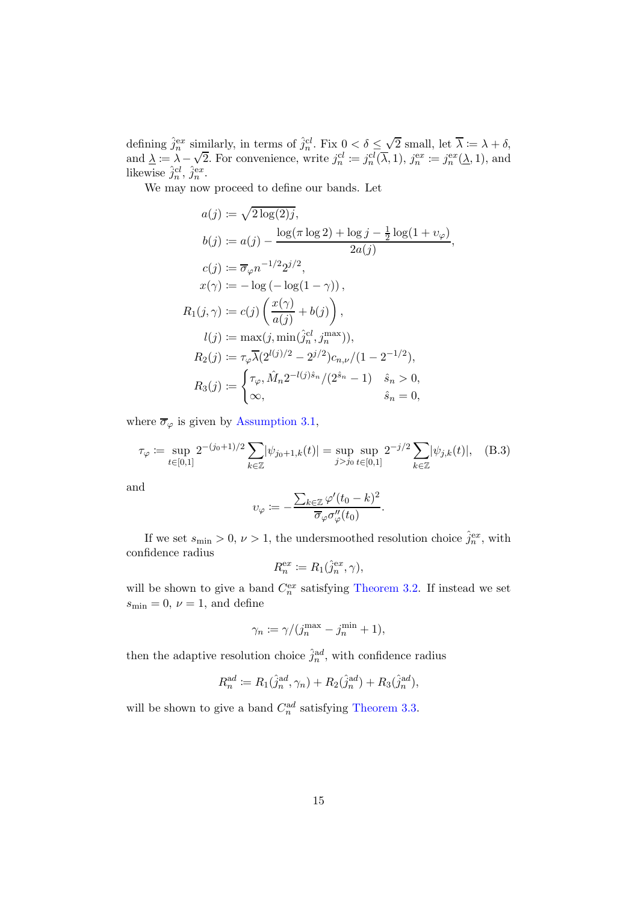defining $\hat{j}_n^{\text{ex}}$ similarly, in terms of $\hat{j}_n^{cl}$. Fix $0 < \delta \leq \sqrt{2}$ small, let $\overline{\lambda} := \lambda + \delta$, and $\underline{\lambda} := \lambda - \sqrt{2}$. For convenience, write $j_n^{\text{cl}} := j_n^{\text{cl}}(\overline{\lambda}, 1)$, $j_n^{\text{ex}} := j_n^{\text{ex}}(\underline{\lambda}, 1)$, and likewise $\hat{j}_n^{\text{cl}}$, $\hat{j}_n^{\text{ex}}$.

We may now proceed to define our bands. Let

$$
\begin{aligned}
a(j) &:= \sqrt{2\log(2)j}, \\
b(j) &:= a(j) - \frac{\log(\pi \log 2) + \log j - \frac{1}{2}\log(1+\upsilon_\varphi)}{2a(j)}, \\
c(j) &:= \overline{\sigma}_\varphi n^{-1/2} 2^{j/2}, \\
x(\gamma) &:= -\log\left(-\log(1-\gamma)\right), \\
R_1(j,\gamma) &:= c(j)\left(\frac{x(\gamma)}{a(j)} + b(j)\right), \\
l(j) &:= \max(j, \min(\hat{j}_n^{\text{cl}}, j_n^{\max})), \\
R_2(j) &:= \tau_\varphi \overline{\lambda}(2^{l(j)/2} - 2^{j/2}) c_{n,\nu}/(1-2^{-1/2}), \\
R_3(j) &:= \begin{cases} \tau_\varphi, \hat{M}_n 2^{-l(j)\hat{s}_n}/(2^{\hat{s}_n}-1) & \hat{s}_n > 0, \\ \infty, & \hat{s}_n = 0, \end{cases}
\end{aligned}
$$

where $\overline{\sigma}_\varphi$ is given by Assumption 3.1,

$$
\tau_\varphi := \sup_{t\in[0,1]} 2^{-(j_0+1)/2} \sum_{k\in\mathbb{Z}} |\psi_{j_0+1,k}(t)| = \sup_{j>j_0} \sup_{t\in[0,1]} 2^{-j/2} \sum_{k\in\mathbb{Z}} |\psi_{j,k}(t)|, \quad \text{(B.3)}
$$

and

$$
\upsilon_\varphi := -\frac{\sum_{k\in\mathbb{Z}} \varphi'(t_0-k)^2}{\overline{\sigma}_\varphi \sigma''_\varphi(t_0)}.
$$

If we set $s_{\min} > 0$, $\nu > 1$, the undersmoothed resolution choice $\hat{j}_n^{\text{ex}}$, with confidence radius

$$
R_n^{\text{ex}} := R_1(\hat{j}_n^{\text{ex}}, \gamma),
$$

will be shown to give a band $C_n^{\text{ex}}$ satisfying Theorem 3.2. If instead we set $s_{\min} = 0$, $\nu = 1$, and define

$$
\gamma_n := \gamma/(j_n^{\max} - j_n^{\min} + 1),
$$

then the adaptive resolution choice $\hat{j}_n^{\text{ad}}$, with confidence radius

$$
R_n^{\text{ad}} := R_1(\hat{j}_n^{\text{ad}}, \gamma_n) + R_2(\hat{j}_n^{\text{ad}}) + R_3(\hat{j}_n^{\text{ad}}),
$$

will be shown to give a band $C_n^{\text{ad}}$ satisfying Theorem 3.3.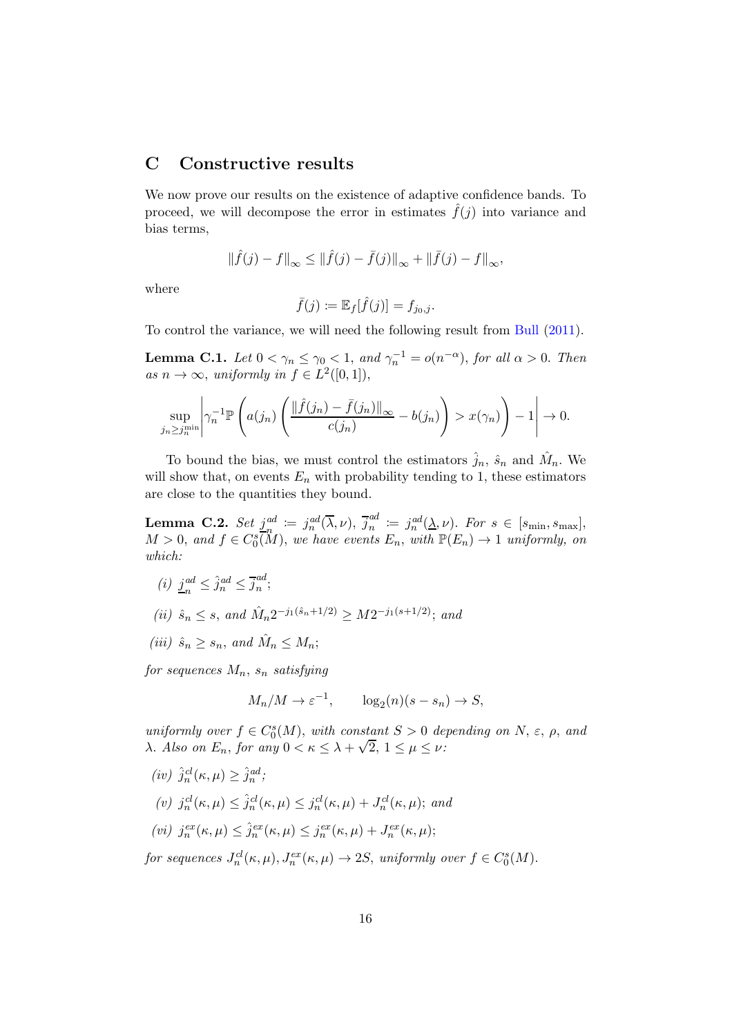# C Constructive results

We now prove our results on the existence of adaptive confidence bands. To proceed, we will decompose the error in estimates $\hat{f}(j)$ into variance and bias terms,

$$\|\hat{f}(j) - f\|_\infty \leq \|\hat{f}(j) - \bar{f}(j)\|_\infty + \|\bar{f}(j) - f\|_\infty,$$

where

$$\bar{f}(j) \coloneqq \mathbb{E}_f[\hat{f}(j)] = f_{j_0,j}.$$

To control the variance, we will need the following result from Bull (2011).

**Lemma C.1.** *Let $0 < \gamma_n \leq \gamma_0 < 1$, and $\gamma_n^{-1} = o(n^{-\alpha})$, for all $\alpha > 0$. Then as $n \to \infty$, uniformly in $f \in L^2([0,1])$,*

$$\sup_{j_n \geq j_n^{\min}} \left| \gamma_n^{-1} \mathbb{P}\left( a(j_n) \left( \frac{\|\hat{f}(j_n) - \bar{f}(j_n)\|_\infty}{c(j_n)} - b(j_n) \right) > x(\gamma_n) \right) - 1 \right| \to 0.$$

To bound the bias, we must control the estimators $\hat{j}_n$, $\hat{s}_n$ and $\hat{M}_n$. We will show that, on events $E_n$ with probability tending to 1, these estimators are close to the quantities they bound.

**Lemma C.2.** *Set $\underline{j}_n^{ad} \coloneqq j_n^{ad}(\overline{\lambda}, \nu)$, $\overline{j}_n^{ad} \coloneqq j_n^{ad}(\underline{\lambda}, \nu)$. For $s \in [s_{\min}, s_{\max}]$, $M > 0$, and $f \in C_0^s(M)$, we have events $E_n$, with $\mathbb{P}(E_n) \to 1$ uniformly, on which:*

*(i)* $\underline{j}_n^{ad} \leq \hat{j}_n^{ad} \leq \overline{j}_n^{ad}$;

*(ii)* $\hat{s}_n \leq s$, *and* $\hat{M}_n 2^{-j_1(\hat{s}_n+1/2)} \geq M 2^{-j_1(s+1/2)}$; *and*

*(iii)* $\hat{s}_n \geq s_n$, *and* $\hat{M}_n \leq M_n$;

*for sequences $M_n$, $s_n$ satisfying*

$$M_n/M \to \varepsilon^{-1}, \qquad \log_2(n)(s - s_n) \to S,$$

*uniformly over $f \in C_0^s(M)$, with constant $S > 0$ depending on $N$, $\varepsilon$, $\rho$, and $\lambda$. Also on $E_n$, for any $0 < \kappa \leq \lambda + \sqrt{2}$, $1 \leq \mu \leq \nu$:*

*(iv)* $\hat{j}_n^{cl}(\kappa, \mu) \geq \hat{j}_n^{ad}$;

*(v)* $j_n^{cl}(\kappa, \mu) \leq \hat{j}_n^{cl}(\kappa, \mu) \leq j_n^{cl}(\kappa, \mu) + J_n^{cl}(\kappa, \mu)$; *and*

*(vi)* $j_n^{ex}(\kappa, \mu) \leq \hat{j}_n^{ex}(\kappa, \mu) \leq j_n^{ex}(\kappa, \mu) + J_n^{ex}(\kappa, \mu)$;

*for sequences $J_n^{cl}(\kappa, \mu), J_n^{ex}(\kappa, \mu) \to 2S$, uniformly over $f \in C_0^s(M)$.*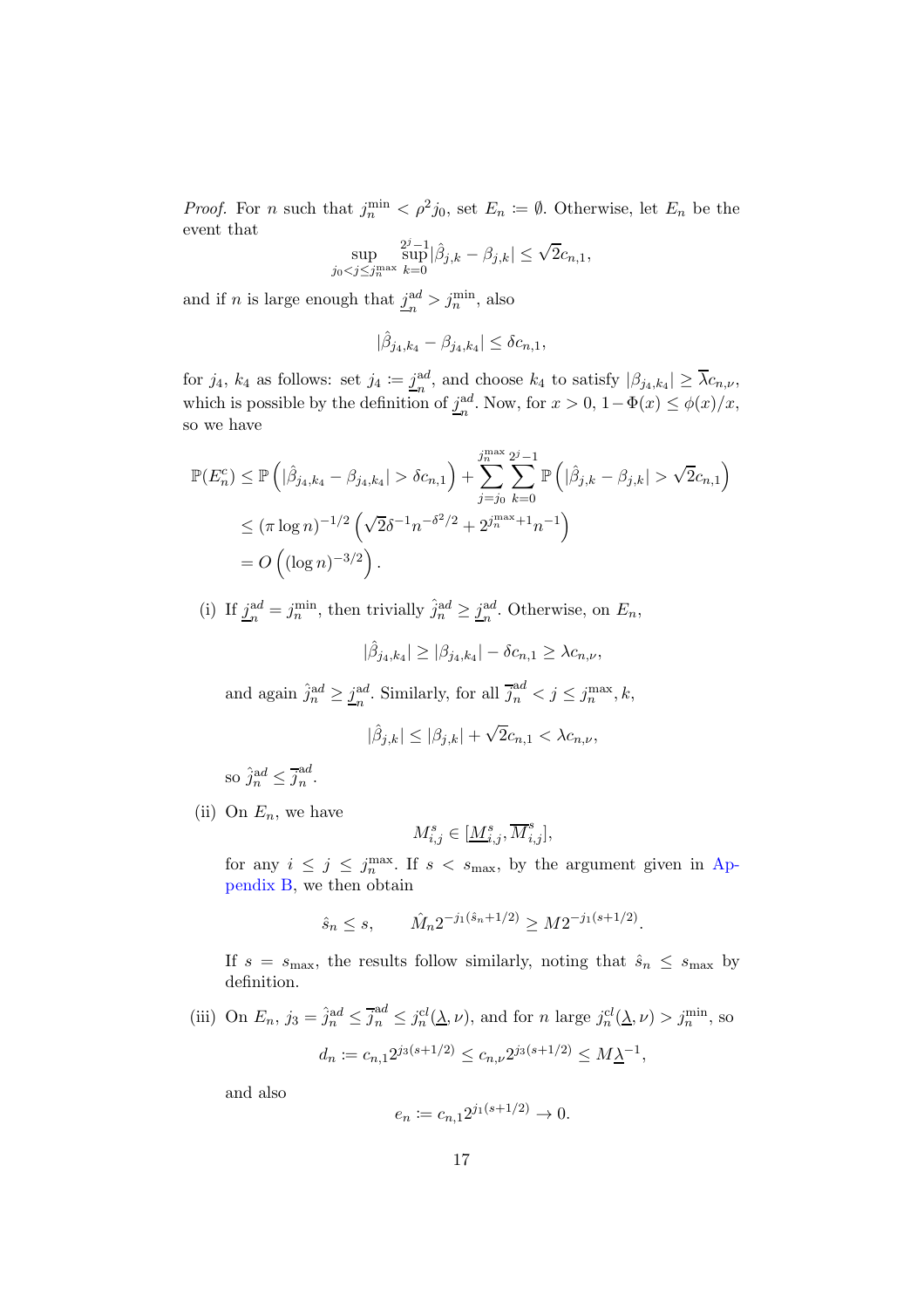*Proof.* For $n$ such that $j_n^{\min} < \rho^2 j_0$, set $E_n \coloneqq \emptyset$. Otherwise, let $E_n$ be the event that

$$\sup_{j_0 < j \leq j_n^{\max}} \sup_{k=0}^{2^j - 1} |\hat{\beta}_{j,k} - \beta_{j,k}| \leq \sqrt{2} c_{n,1},$$

and if $n$ is large enough that $\underline{j}_n^{ad} > j_n^{\min}$, also

$$|\hat{\beta}_{j_4,k_4} - \beta_{j_4,k_4}| \leq \delta c_{n,1},$$

for $j_4$, $k_4$ as follows: set $j_4 \coloneqq \underline{j}_n^{ad}$, and choose $k_4$ to satisfy $|\beta_{j_4,k_4}| \geq \overline{\lambda} c_{n,\nu}$, which is possible by the definition of $\underline{j}_n^{ad}$. Now, for $x > 0$, $1 - \Phi(x) \leq \phi(x)/x$, so we have

$$\begin{aligned}
\mathbb{P}(E_n^c) &\leq \mathbb{P}\left(|\hat{\beta}_{j_4,k_4} - \beta_{j_4,k_4}| > \delta c_{n,1}\right) + \sum_{j=j_0}^{j_n^{\max}} \sum_{k=0}^{2^j - 1} \mathbb{P}\left(|\hat{\beta}_{j,k} - \beta_{j,k}| > \sqrt{2} c_{n,1}\right) \\
&\leq (\pi \log n)^{-1/2} \left(\sqrt{2} \delta^{-1} n^{-\delta^2/2} + 2^{j_n^{\max}+1} n^{-1}\right) \\
&= O\left((\log n)^{-3/2}\right).
\end{aligned}$$

(i) If $\underline{j}_n^{ad} = j_n^{\min}$, then trivially $\hat{j}_n^{\mathrm{ad}} \geq \underline{j}_n^{ad}$. Otherwise, on $E_n$,

$$|\hat{\beta}_{j_4,k_4}| \geq |\beta_{j_4,k_4}| - \delta c_{n,1} \geq \lambda c_{n,\nu},$$

and again $\hat{j}_n^{\mathrm{ad}} \geq \underline{j}_n^{ad}$. Similarly, for all $\overline{j}_n^{\mathrm{ad}} < j \leq j_n^{\max}, k$,

$$|\hat{\beta}_{j,k}| \leq |\beta_{j,k}| + \sqrt{2} c_{n,1} < \lambda c_{n,\nu},$$

so $\hat{j}_n^{\mathrm{ad}} \leq \overline{j}_n^{\mathrm{ad}}$.

(ii) On $E_n$, we have

$$M_{i,j}^s \in [\underline{M}_{i,j}^s, \overline{M}_{i,j}^s],$$

for any $i \leq j \leq j_n^{\max}$. If $s < s_{\max}$, by the argument given in Appendix B, we then obtain

$$\hat{s}_n \leq s, \qquad \hat{M}_n 2^{-j_1(\hat{s}_n + 1/2)} \geq M 2^{-j_1(s+1/2)}.$$

If $s = s_{\max}$, the results follow similarly, noting that $\hat{s}_n \leq s_{\max}$ by definition.

(iii) On $E_n$, $j_3 = \hat{j}_n^{\mathrm{ad}} \leq \overline{j}_n^{\mathrm{ad}} \leq j_n^{cl}(\underline{\lambda}, \nu)$, and for $n$ large $j_n^{cl}(\underline{\lambda}, \nu) > j_n^{\min}$, so

$$d_n \coloneqq c_{n,1} 2^{j_3(s+1/2)} \leq c_{n,\nu} 2^{j_3(s+1/2)} \leq M \underline{\lambda}^{-1},$$

and also

$$e_n \coloneqq c_{n,1} 2^{j_1(s+1/2)} \to 0.$$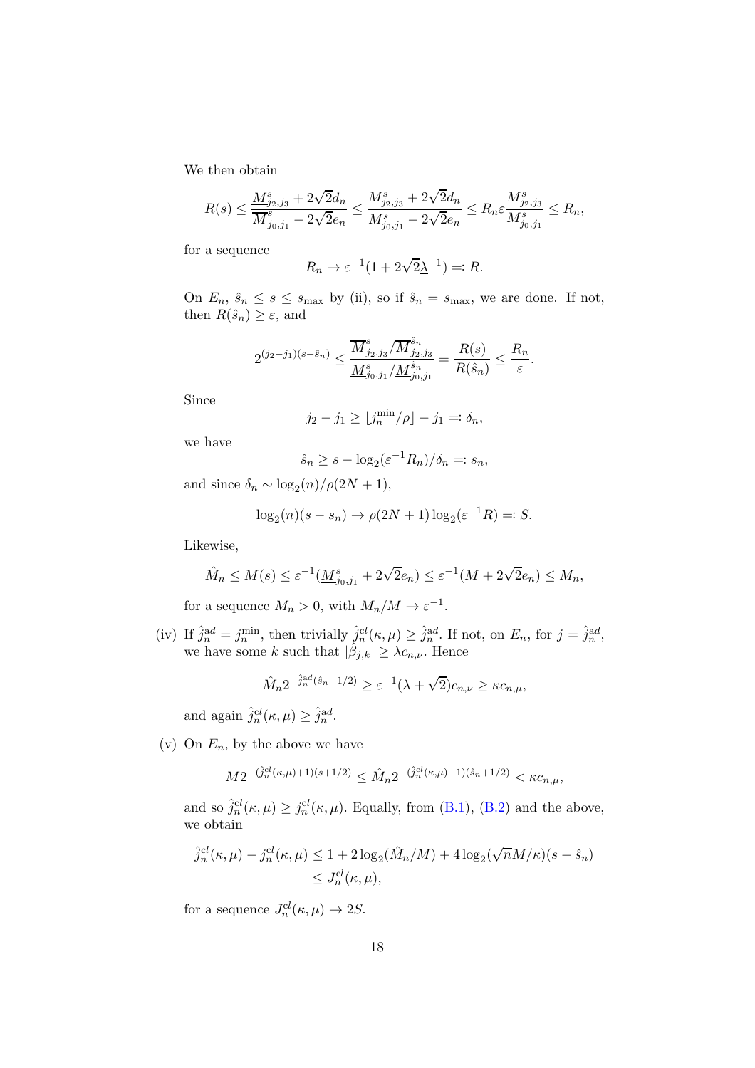We then obtain

$$R(s) \leq \frac{\underline{M}^s_{j_2,j_3} + 2\sqrt{2}d_n}{\overline{M}^s_{j_0,j_1} - 2\sqrt{2}e_n} \leq \frac{M^s_{j_2,j_3} + 2\sqrt{2}d_n}{M^s_{j_0,j_1} - 2\sqrt{2}e_n} \leq R_n \varepsilon \frac{M^s_{j_2,j_3}}{M^s_{j_0,j_1}} \leq R_n,$$

for a sequence

$$R_n \to \varepsilon^{-1}(1 + 2\sqrt{2}\underline{\lambda}^{-1}) =: R.$$

On $E_n$, $\hat{s}_n \leq s \leq s_{\max}$ by (ii), so if $\hat{s}_n = s_{\max}$, we are done. If not, then $R(\hat{s}_n) \geq \varepsilon$, and

$$2^{(j_2-j_1)(s-\hat{s}_n)} \leq \frac{\overline{M}^s_{j_2,j_3}/\overline{M}^{\hat{s}_n}_{j_2,j_3}}{\underline{M}^s_{j_0,j_1}/\underline{M}^{\hat{s}_n}_{j_0,j_1}} = \frac{R(s)}{R(\hat{s}_n)} \leq \frac{R_n}{\varepsilon}.$$

Since

$$j_2 - j_1 \geq \lfloor j_n^{\min}/\rho \rfloor - j_1 =: \delta_n,$$

we have

$$\hat{s}_n \geq s - \log_2(\varepsilon^{-1}R_n)/\delta_n =: s_n,$$

and since $\delta_n \sim \log_2(n)/\rho(2N+1)$,

$$\log_2(n)(s - s_n) \to \rho(2N+1)\log_2(\varepsilon^{-1}R) =: S.$$

Likewise,

$$\hat{M}_n \leq M(s) \leq \varepsilon^{-1}(\underline{M}^s_{j_0,j_1} + 2\sqrt{2}e_n) \leq \varepsilon^{-1}(M + 2\sqrt{2}e_n) \leq M_n,$$

for a sequence $M_n > 0$, with $M_n/M \to \varepsilon^{-1}$.

(iv) If $\hat{j}_n^{\text{ad}} = j_n^{\min}$, then trivially $\hat{j}_n^{cl}(\kappa, \mu) \geq \hat{j}_n^{\text{ad}}$. If not, on $E_n$, for $j = \hat{j}_n^{\text{ad}}$, we have some $k$ such that $|\hat{\beta}_{j,k}| \geq \lambda c_{n,\nu}$. Hence

$$\hat{M}_n 2^{-\hat{j}_n^{\text{ad}}(\hat{s}_n+1/2)} \geq \varepsilon^{-1}(\lambda + \sqrt{2})c_{n,\nu} \geq \kappa c_{n,\mu},$$

and again $\hat{j}_n^{\text{cl}}(\kappa, \mu) \geq \hat{j}_n^{\text{ad}}$.

(v) On $E_n$, by the above we have

$$M 2^{-(\hat{j}_n^{\text{cl}}(\kappa,\mu)+1)(s+1/2)} \leq \hat{M}_n 2^{-(\hat{j}_n^{\text{cl}}(\kappa,\mu)+1)(\hat{s}_n+1/2)} < \kappa c_{n,\mu},$$

and so $\hat{j}_n^{\text{cl}}(\kappa, \mu) \geq j_n^{\text{cl}}(\kappa, \mu)$. Equally, from (B.1), (B.2) and the above, we obtain

$$\begin{aligned}\hat{j}_n^{\text{cl}}(\kappa, \mu) - j_n^{\text{cl}}(\kappa, \mu) &\leq 1 + 2\log_2(\hat{M}_n/M) + 4\log_2(\sqrt{n}M/\kappa)(s - \hat{s}_n) \\ &\leq J_n^{cl}(\kappa, \mu),\end{aligned}$$

for a sequence $J_n^{cl}(\kappa, \mu) \to 2S$.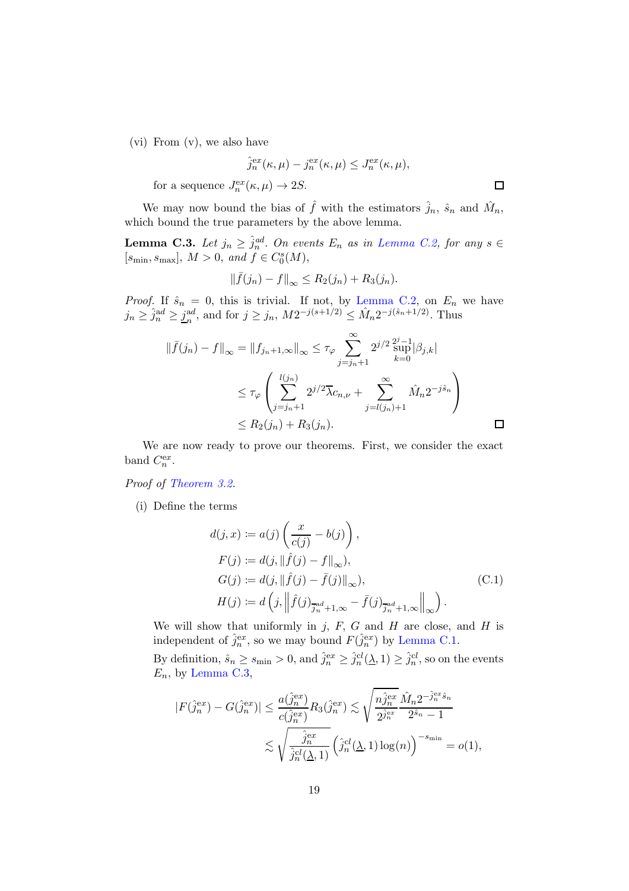(vi) From (v), we also have

$$\hat{j}_n^{\mathrm{ex}}(\kappa,\mu) - j_n^{\mathrm{ex}}(\kappa,\mu) \leq J_n^{\mathrm{ex}}(\kappa,\mu),$$

for a sequence $J_n^{\mathrm{ex}}(\kappa,\mu) \to 2S$. $\square$

We may now bound the bias of $\hat{f}$ with the estimators $\hat{j}_n$, $\hat{s}_n$ and $\hat{M}_n$, which bound the true parameters by the above lemma.

**Lemma C.3.** *Let $j_n \geq \hat{j}_n^{ad}$. On events $E_n$ as in Lemma C.2, for any $s \in [s_{\min}, s_{\max}]$, $M > 0$, and $f \in C_0^s(M)$,*

$$\|\bar{f}(j_n) - f\|_\infty \leq R_2(j_n) + R_3(j_n).$$

*Proof.* If $\hat{s}_n = 0$, this is trivial. If not, by Lemma C.2, on $E_n$ we have $j_n \geq \hat{j}_n^{\mathrm{ad}} \geq \underline{j}_n^{\mathrm{ad}}$, and for $j \geq j_n$, $M2^{-j(s+1/2)} \leq \hat{M}_n 2^{-j(\hat{s}_n+1/2)}$. Thus

$$\begin{aligned}
\|\bar{f}(j_n) - f\|_\infty = \|f_{j_n+1,\infty}\|_\infty &\leq \tau_\varphi \sum_{j=j_n+1}^{\infty} 2^{j/2} \sup_{k=0}^{2^j-1} |\beta_{j,k}| \\
&\leq \tau_\varphi \left( \sum_{j=j_n+1}^{l(j_n)} 2^{j/2}\overline{\lambda} c_{n,\nu} + \sum_{j=l(j_n)+1}^{\infty} \hat{M}_n 2^{-j\hat{s}_n} \right) \\
&\leq R_2(j_n) + R_3(j_n).
\end{aligned}$$

$\square$

We are now ready to prove our theorems. First, we consider the exact band $C_n^{\mathrm{ex}}$.

*Proof of Theorem 3.2.*

(i) Define the terms

$$\begin{aligned}
d(j,x) &:= a(j)\left(\frac{x}{c(j)} - b(j)\right), \\
F(j) &:= d(j, \|\hat{f}(j) - f\|_\infty), \\
G(j) &:= d(j, \|\hat{f}(j) - \bar{f}(j)\|_\infty), \\
H(j) &:= d\left(j, \left\|\hat{f}(j)_{\overline{j}_n^{\mathrm{ad}}+1,\infty} - \bar{f}(j)_{\overline{j}_n^{\mathrm{ad}}+1,\infty}\right\|_\infty\right).
\end{aligned} \tag{C.1}$$

We will show that uniformly in $j$, $F$, $G$ and $H$ are close, and $H$ is independent of $\hat{j}_n^{\mathrm{ex}}$, so we may bound $F(\hat{j}_n^{\mathrm{ex}})$ by Lemma C.1.

By definition, $\hat{s}_n \geq s_{\min} > 0$, and $\hat{j}_n^{\mathrm{ex}} \geq \hat{j}_n^{\mathrm{cl}}(\underline{\lambda}, 1) \geq \hat{j}_n^{\mathrm{cl}}$, so on the events $E_n$, by Lemma C.3,

$$\begin{aligned}
|F(\hat{j}_n^{\mathrm{ex}}) - G(\hat{j}_n^{\mathrm{ex}})| &\leq \frac{a(\hat{j}_n^{\mathrm{ex}})}{c(\hat{j}_n^{\mathrm{ex}})} R_3(\hat{j}_n^{\mathrm{ex}}) \lesssim \sqrt{\frac{n\hat{j}_n^{\mathrm{ex}}}{2^{\hat{j}_n^{\mathrm{ex}}}}} \frac{\hat{M}_n 2^{-\hat{j}_n^{\mathrm{ex}}\hat{s}_n}}{2^{\hat{s}_n} - 1} \\
&\lesssim \sqrt{\frac{\hat{j}_n^{\mathrm{ex}}}{\hat{j}_n^{\mathrm{cl}}(\underline{\lambda}, 1)}} \left(\hat{j}_n^{\mathrm{cl}}(\underline{\lambda}, 1)\log(n)\right)^{-s_{\min}} = o(1),
\end{aligned}$$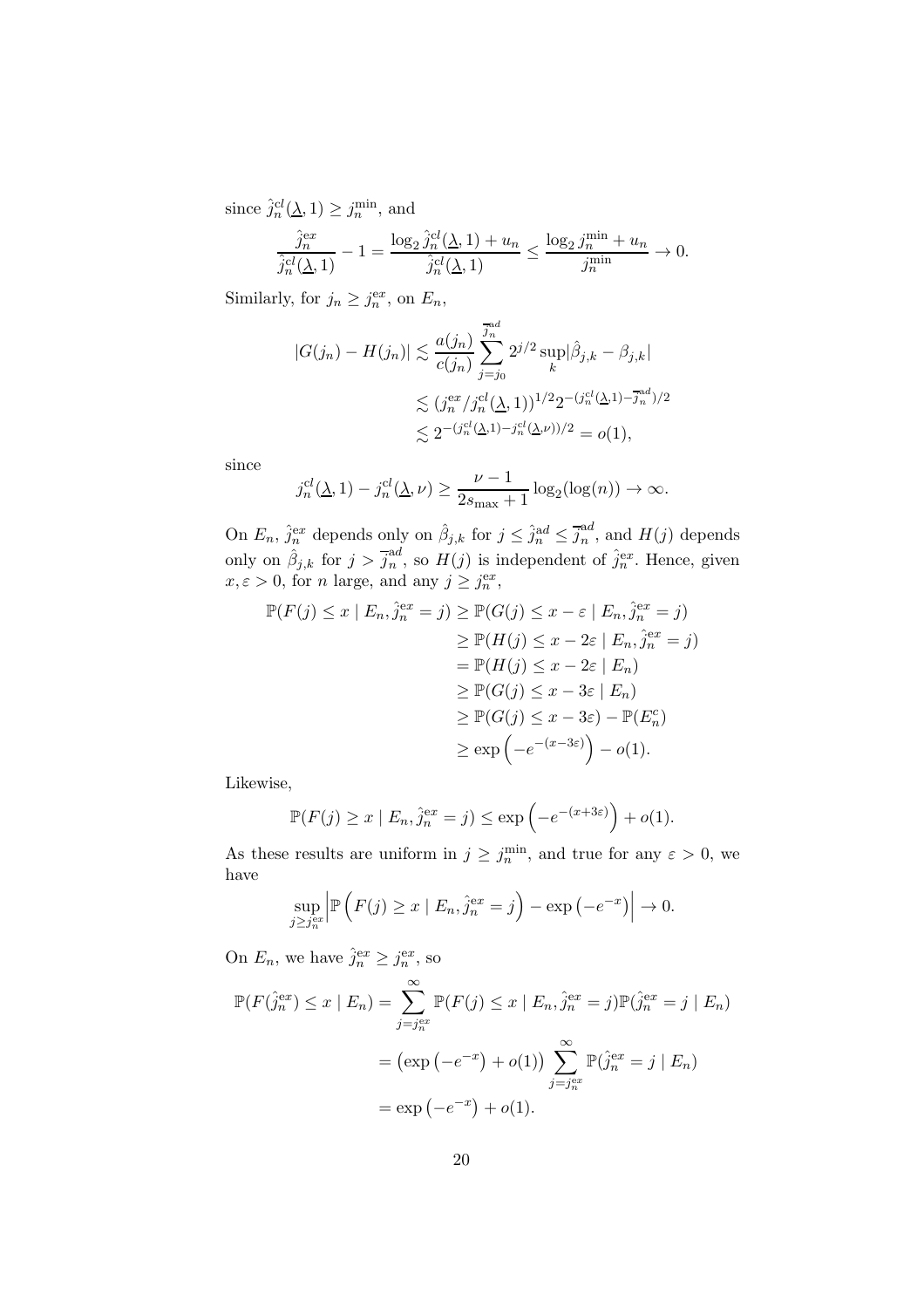since $\hat{j}_n^{\rm cl}(\underline{\lambda}, 1) \geq j_n^{\min}$, and

$$\frac{\hat{j}_n^{\rm ex}}{\hat{j}_n^{\rm cl}(\underline{\lambda}, 1)} - 1 = \frac{\log_2 \hat{j}_n^{cl}(\underline{\lambda}, 1) + u_n}{\hat{j}_n^{\rm cl}(\underline{\lambda}, 1)} \leq \frac{\log_2 j_n^{\min} + u_n}{j_n^{\min}} \to 0.$$

Similarly, for $j_n \geq j_n^{\rm ex}$, on $E_n$,

$$\begin{aligned}
|G(j_n) - H(j_n)| &\lesssim \frac{a(j_n)}{c(j_n)} \sum_{j=j_0}^{\overline{j}_n^{ad}} 2^{j/2} \sup_k |\hat{\beta}_{j,k} - \beta_{j,k}| \\
&\lesssim (j_n^{\rm ex}/j_n^{\rm cl}(\underline{\lambda}, 1))^{1/2} 2^{-(j_n^{\rm cl}(\underline{\lambda},1) - \overline{j}_n^{ad})/2} \\
&\lesssim 2^{-(j_n^{\rm cl}(\underline{\lambda},1) - j_n^{\rm cl}(\underline{\lambda},\nu))/2} = o(1),
\end{aligned}$$

since

$$j_n^{\rm cl}(\underline{\lambda}, 1) - j_n^{cl}(\underline{\lambda}, \nu) \geq \frac{\nu - 1}{2s_{\max} + 1} \log_2(\log(n)) \to \infty.$$

On $E_n$, $\hat{j}_n^{ex}$ depends only on $\hat{\beta}_{j,k}$ for $j \leq \hat{j}_n^{\rm ad} \leq \overline{j}_n^{ad}$, and $H(j)$ depends only on $\hat{\beta}_{j,k}$ for $j > \overline{j}_n^{ad}$, so $H(j)$ is independent of $\hat{j}_n^{\rm ex}$. Hence, given $x, \varepsilon > 0$, for $n$ large, and any $j \geq j_n^{\rm ex}$,

$$\begin{aligned}
\mathbb{P}(F(j) \leq x \mid E_n, \hat{j}_n^{\rm ex} = j) &\geq \mathbb{P}(G(j) \leq x - \varepsilon \mid E_n, \hat{j}_n^{\rm ex} = j) \\
&\geq \mathbb{P}(H(j) \leq x - 2\varepsilon \mid E_n, \hat{j}_n^{\rm ex} = j) \\
&= \mathbb{P}(H(j) \leq x - 2\varepsilon \mid E_n) \\
&\geq \mathbb{P}(G(j) \leq x - 3\varepsilon \mid E_n) \\
&\geq \mathbb{P}(G(j) \leq x - 3\varepsilon) - \mathbb{P}(E_n^c) \\
&\geq \exp\left(-e^{-(x-3\varepsilon)}\right) - o(1).
\end{aligned}$$

Likewise,

$$\mathbb{P}(F(j) \geq x \mid E_n, \hat{j}_n^{\rm ex} = j) \leq \exp\left(-e^{-(x+3\varepsilon)}\right) + o(1).$$

As these results are uniform in $j \geq j_n^{\min}$, and true for any $\varepsilon > 0$, we have

$$\sup_{j \geq j_n^{\rm ex}} \left| \mathbb{P}\left(F(j) \geq x \mid E_n, \hat{j}_n^{\rm ex} = j\right) - \exp\left(-e^{-x}\right) \right| \to 0.$$

On $E_n$, we have $\hat{j}_n^{\rm ex} \geq j_n^{\rm ex}$, so

$$\begin{aligned}
\mathbb{P}(F(\hat{j}_n^{\rm ex}) \leq x \mid E_n) &= \sum_{j=j_n^{\rm ex}}^{\infty} \mathbb{P}(F(j) \leq x \mid E_n, \hat{j}_n^{\rm ex} = j) \mathbb{P}(\hat{j}_n^{\rm ex} = j \mid E_n) \\
&= \left(\exp\left(-e^{-x}\right) + o(1)\right) \sum_{j=j_n^{\rm ex}}^{\infty} \mathbb{P}(\hat{j}_n^{\rm ex} = j \mid E_n) \\
&= \exp\left(-e^{-x}\right) + o(1).
\end{aligned}$$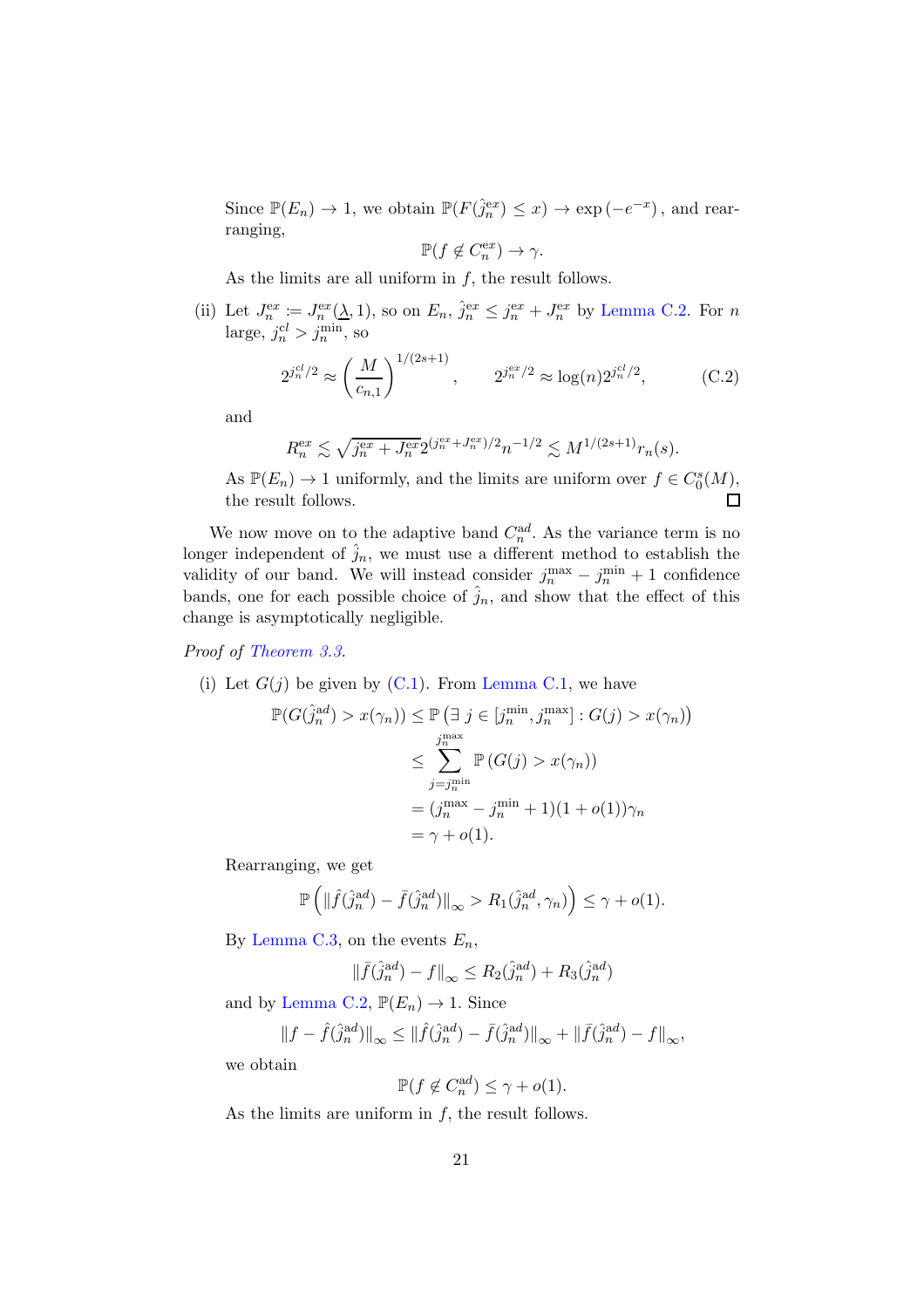Since $\mathbb{P}(E_n) \to 1$, we obtain $\mathbb{P}(F(\hat{j}_n^{\text{ex}}) \le x) \to \exp(-e^{-x})$, and rearranging,

$$\mathbb{P}(f \notin C_n^{\text{ex}}) \to \gamma.$$

As the limits are all uniform in $f$, the result follows.

(ii) Let $J_n^{\text{ex}} := J_n^{\text{ex}}(\underline{\lambda}, 1)$, so on $E_n$, $\hat{j}_n^{\text{ex}} \le j_n^{\text{ex}} + J_n^{\text{ex}}$ by Lemma C.2. For $n$ large, $j_n^{cl} > j_n^{\min}$, so

$$2^{j_n^{cl}/2} \approx \left(\frac{M}{c_{n,1}}\right)^{1/(2s+1)}, \qquad 2^{j_n^{\text{ex}}/2} \approx \log(n) 2^{j_n^{cl}/2}, \tag{C.2}$$

and

$$R_n^{\text{ex}} \lesssim \sqrt{j_n^{\text{ex}} + J_n^{\text{ex}}} 2^{(j_n^{\text{ex}} + J_n^{\text{ex}})/2} n^{-1/2} \lesssim M^{1/(2s+1)} r_n(s).$$

As $\mathbb{P}(E_n) \to 1$ uniformly, and the limits are uniform over $f \in C_0^s(M)$, the result follows. □

We now move on to the adaptive band $C_n^{\text{ad}}$. As the variance term is no longer independent of $\hat{j}_n$, we must use a different method to establish the validity of our band. We will instead consider $j_n^{\max} - j_n^{\min} + 1$ confidence bands, one for each possible choice of $\hat{j}_n$, and show that the effect of this change is asymptotically negligible.

*Proof of Theorem 3.3.*

(i) Let $G(j)$ be given by (C.1). From Lemma C.1, we have

$$\begin{aligned}
\mathbb{P}(G(\hat{j}_n^{\text{ad}}) > x(\gamma_n)) &\le \mathbb{P}\left(\exists\, j \in [j_n^{\min}, j_n^{\max}] : G(j) > x(\gamma_n)\right) \\
&\le \sum_{j=j_n^{\min}}^{j_n^{\max}} \mathbb{P}\left(G(j) > x(\gamma_n)\right) \\
&= (j_n^{\max} - j_n^{\min} + 1)(1 + o(1))\gamma_n \\
&= \gamma + o(1).
\end{aligned}$$

Rearranging, we get

$$\mathbb{P}\left(\|\hat{f}(\hat{j}_n^{\text{ad}}) - \bar{f}(\hat{j}_n^{\text{ad}})\|_\infty > R_1(\hat{j}_n^{\text{ad}}, \gamma_n)\right) \le \gamma + o(1).$$

By Lemma C.3, on the events $E_n$,

$$\|\bar{f}(\hat{j}_n^{\text{ad}}) - f\|_\infty \le R_2(\hat{j}_n^{\text{ad}}) + R_3(\hat{j}_n^{\text{ad}})$$

and by Lemma C.2, $\mathbb{P}(E_n) \to 1$. Since

$$\|f - \hat{f}(\hat{j}_n^{\text{ad}})\|_\infty \le \|\hat{f}(\hat{j}_n^{\text{ad}}) - \bar{f}(\hat{j}_n^{\text{ad}})\|_\infty + \|\bar{f}(\hat{j}_n^{\text{ad}}) - f\|_\infty,$$

we obtain

$$\mathbb{P}(f \notin C_n^{\text{ad}}) \le \gamma + o(1).$$

As the limits are uniform in $f$, the result follows.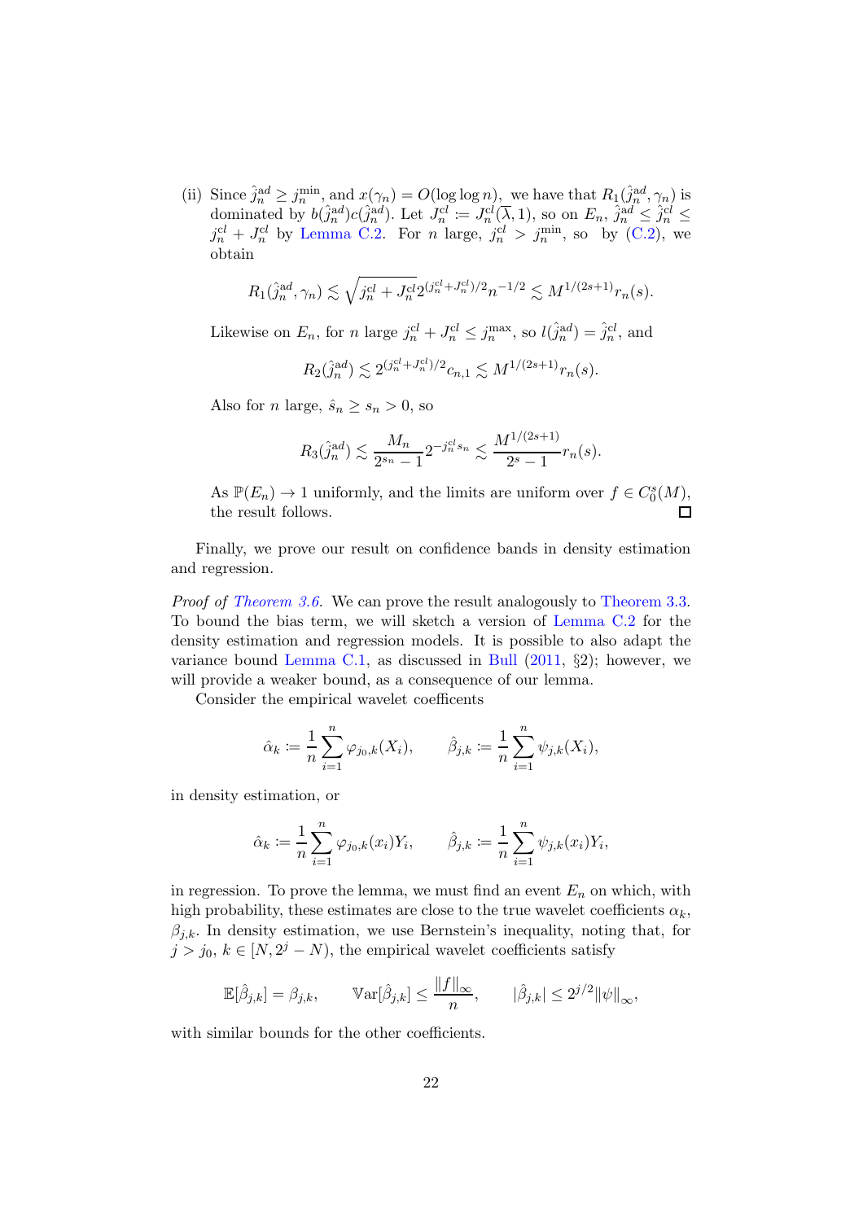(ii) Since $\hat{j}_n^{\mathrm{ad}} \geq j_n^{\min}$, and $x(\gamma_n) = O(\log\log n)$, we have that $R_1(\hat{j}_n^{\mathrm{ad}}, \gamma_n)$ is dominated by $b(\hat{j}_n^{\mathrm{ad}})c(\hat{j}_n^{\mathrm{ad}})$. Let $J_n^{cl} := J_n^{\mathrm{cl}}(\overline{\lambda}, 1)$, so on $E_n$, $\hat{j}_n^{ad} \leq \hat{j}_n^{cl} \leq j_n^{cl} + J_n^{cl}$ by Lemma C.2. For $n$ large, $j_n^{\mathrm{cl}} > j_n^{\min}$, so by (C.2), we obtain

$$R_1(\hat{j}_n^{\mathrm{ad}}, \gamma_n) \lesssim \sqrt{j_n^{\mathrm{cl}} + J_n^{\mathrm{cl}}}\, 2^{(j_n^{\mathrm{cl}} + J_n^{\mathrm{cl}})/2} n^{-1/2} \lesssim M^{1/(2s+1)} r_n(s).$$

Likewise on $E_n$, for $n$ large $j_n^{cl} + J_n^{cl} \leq j_n^{\max}$, so $l(\hat{j}_n^{\mathrm{ad}}) = \hat{j}_n^{cl}$, and

$$R_2(\hat{j}_n^{\mathrm{ad}}) \lesssim 2^{(j_n^{\mathrm{cl}} + J_n^{\mathrm{cl}})/2} c_{n,1} \lesssim M^{1/(2s+1)} r_n(s).$$

Also for $n$ large, $\hat{s}_n \geq s_n > 0$, so

$$R_3(\hat{j}_n^{\mathrm{ad}}) \lesssim \frac{M_n}{2^{s_n} - 1} 2^{-j_n^{cl} s_n} \lesssim \frac{M^{1/(2s+1)}}{2^s - 1} r_n(s).$$

As $\mathbb{P}(E_n) \to 1$ uniformly, and the limits are uniform over $f \in C_0^s(M)$, the result follows. ∎

Finally, we prove our result on confidence bands in density estimation and regression.

*Proof of Theorem 3.6.* We can prove the result analogously to Theorem 3.3. To bound the bias term, we will sketch a version of Lemma C.2 for the density estimation and regression models. It is possible to also adapt the variance bound Lemma C.1, as discussed in Bull (2011, §2); however, we will provide a weaker bound, as a consequence of our lemma.

Consider the empirical wavelet coefficents

$$\hat{\alpha}_k := \frac{1}{n}\sum_{i=1}^n \varphi_{j_0,k}(X_i), \qquad \hat{\beta}_{j,k} := \frac{1}{n}\sum_{i=1}^n \psi_{j,k}(X_i),$$

in density estimation, or

$$\hat{\alpha}_k := \frac{1}{n}\sum_{i=1}^n \varphi_{j_0,k}(x_i)Y_i, \qquad \hat{\beta}_{j,k} := \frac{1}{n}\sum_{i=1}^n \psi_{j,k}(x_i)Y_i,$$

in regression. To prove the lemma, we must find an event $E_n$ on which, with high probability, these estimates are close to the true wavelet coefficients $\alpha_k$, $\beta_{j,k}$. In density estimation, we use Bernstein's inequality, noting that, for $j > j_0$, $k \in [N, 2^j - N)$, the empirical wavelet coefficients satisfy

$$\mathbb{E}[\hat{\beta}_{j,k}] = \beta_{j,k}, \qquad \mathbb{V}\mathrm{ar}[\hat{\beta}_{j,k}] \leq \frac{\|f\|_\infty}{n}, \qquad |\hat{\beta}_{j,k}| \leq 2^{j/2}\|\psi\|_\infty,$$

with similar bounds for the other coefficients.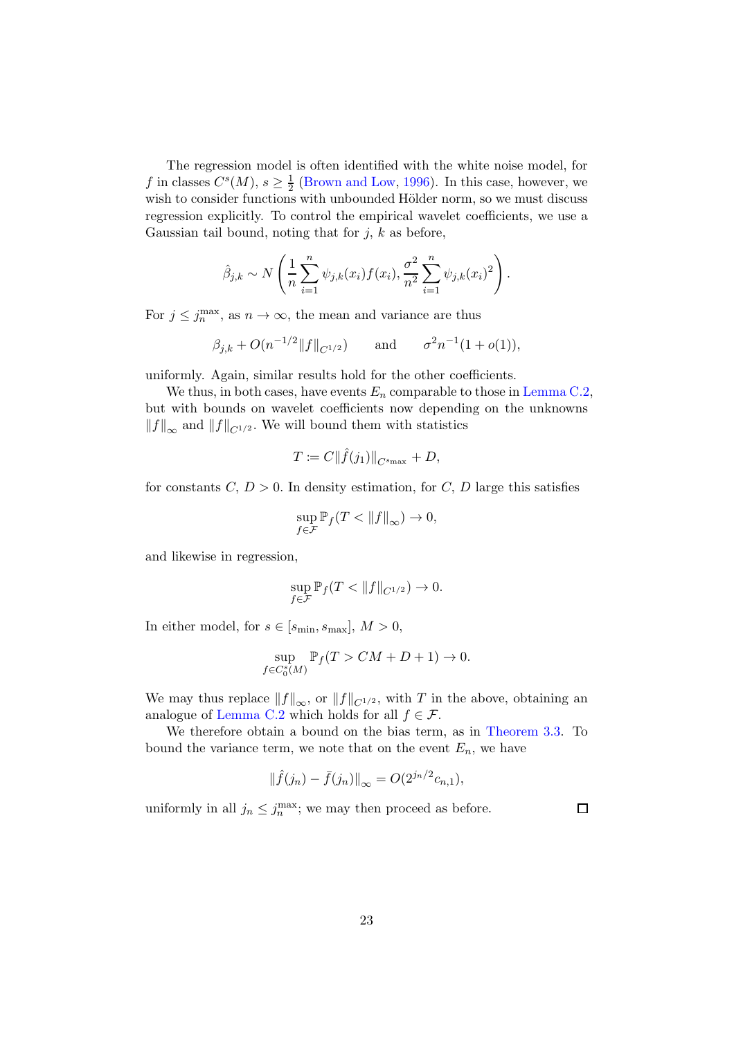The regression model is often identified with the white noise model, for $f$ in classes $C^s(M)$, $s \geq \frac{1}{2}$ (Brown and Low, 1996). In this case, however, we wish to consider functions with unbounded Hölder norm, so we must discuss regression explicitly. To control the empirical wavelet coefficients, we use a Gaussian tail bound, noting that for $j$, $k$ as before,

$$\hat{\beta}_{j,k} \sim N\left(\frac{1}{n}\sum_{i=1}^{n}\psi_{j,k}(x_i)f(x_i), \frac{\sigma^2}{n^2}\sum_{i=1}^{n}\psi_{j,k}(x_i)^2\right).$$

For $j \leq j_n^{\max}$, as $n \to \infty$, the mean and variance are thus

$$\beta_{j,k} + O(n^{-1/2}\|f\|_{C^{1/2}}) \qquad \text{and} \qquad \sigma^2 n^{-1}(1 + o(1)),$$

uniformly. Again, similar results hold for the other coefficients.

We thus, in both cases, have events $E_n$ comparable to those in Lemma C.2, but with bounds on wavelet coefficients now depending on the unknowns $\|f\|_\infty$ and $\|f\|_{C^{1/2}}$. We will bound them with statistics

$$T := C\|\hat{f}(j_1)\|_{C^{s_{\max}}} + D,$$

for constants $C$, $D > 0$. In density estimation, for $C$, $D$ large this satisfies

$$\sup_{f\in\mathcal{F}} \mathbb{P}_f(T < \|f\|_\infty) \to 0,$$

and likewise in regression,

$$\sup_{f\in\mathcal{F}} \mathbb{P}_f(T < \|f\|_{C^{1/2}}) \to 0.$$

In either model, for $s \in [s_{\min}, s_{\max}]$, $M > 0$,

$$\sup_{f\in C_0^s(M)} \mathbb{P}_f(T > CM + D + 1) \to 0.$$

We may thus replace $\|f\|_\infty$, or $\|f\|_{C^{1/2}}$, with $T$ in the above, obtaining an analogue of Lemma C.2 which holds for all $f \in \mathcal{F}$.

We therefore obtain a bound on the bias term, as in Theorem 3.3. To bound the variance term, we note that on the event $E_n$, we have

$$\|\hat{f}(j_n) - \bar{f}(j_n)\|_\infty = O(2^{j_n/2}c_{n,1}),$$

uniformly in all $j_n \leq j_n^{\max}$; we may then proceed as before. ☐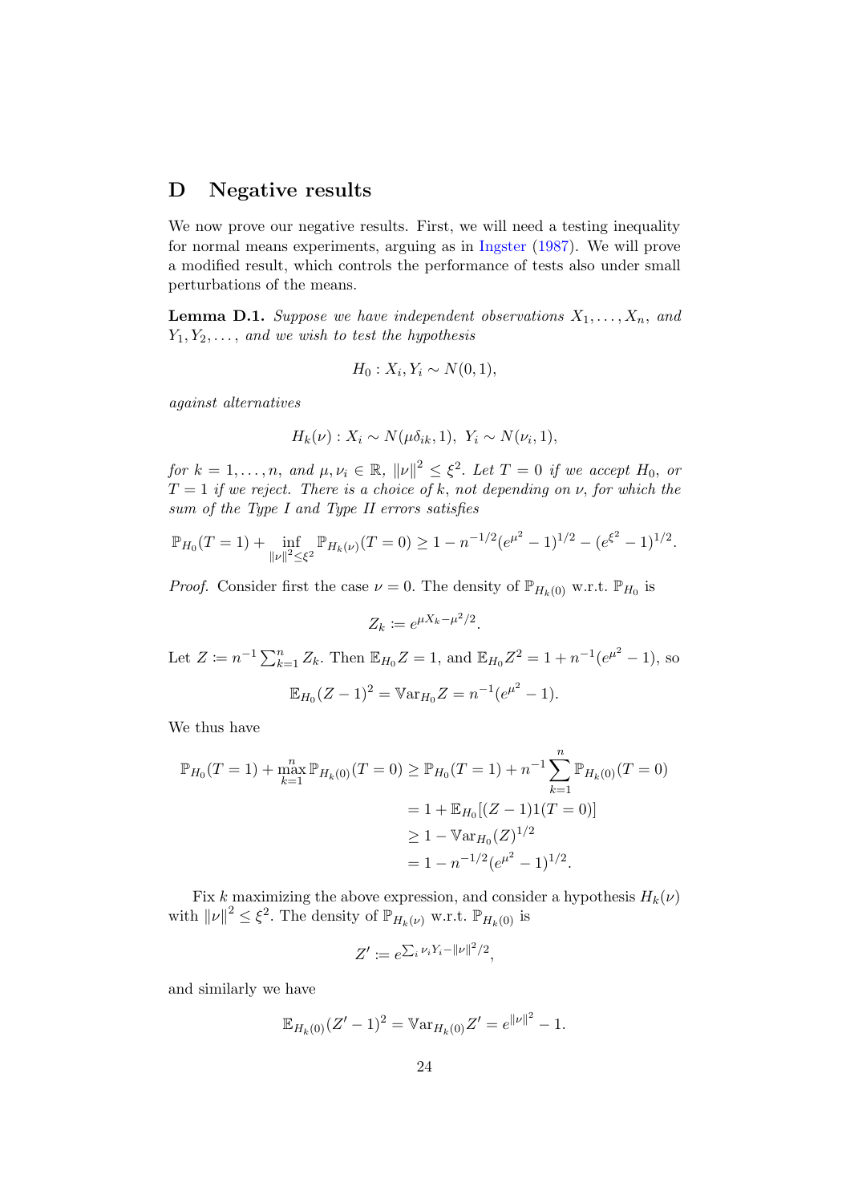## D Negative results

We now prove our negative results. First, we will need a testing inequality for normal means experiments, arguing as in Ingster (1987). We will prove a modified result, which controls the performance of tests also under small perturbations of the means.

**Lemma D.1.** *Suppose we have independent observations $X_1, \dots, X_n$, and $Y_1, Y_2, \dots$, and we wish to test the hypothesis*

$$H_0 : X_i, Y_i \sim N(0, 1),$$

*against alternatives*

$$H_k(\nu) : X_i \sim N(\mu\delta_{ik}, 1),\ Y_i \sim N(\nu_i, 1),$$

*for $k = 1, \dots, n$, and $\mu, \nu_i \in \mathbb{R}$, $\|\nu\|^2 \leq \xi^2$. Let $T = 0$ if we accept $H_0$, or $T = 1$ if we reject. There is a choice of $k$, not depending on $\nu$, for which the sum of the Type I and Type II errors satisfies*

$$\mathbb{P}_{H_0}(T = 1) + \inf_{\|\nu\|^2 \leq \xi^2} \mathbb{P}_{H_k(\nu)}(T = 0) \geq 1 - n^{-1/2}(e^{\mu^2} - 1)^{1/2} - (e^{\xi^2} - 1)^{1/2}.$$

*Proof.* Consider first the case $\nu = 0$. The density of $\mathbb{P}_{H_k(0)}$ w.r.t. $\mathbb{P}_{H_0}$ is

$$Z_k := e^{\mu X_k - \mu^2/2}.$$

Let $Z := n^{-1} \sum_{k=1}^n Z_k$. Then $\mathbb{E}_{H_0} Z = 1$, and $\mathbb{E}_{H_0} Z^2 = 1 + n^{-1}(e^{\mu^2} - 1)$, so

$$\mathbb{E}_{H_0}(Z - 1)^2 = \mathbb{V}\mathrm{ar}_{H_0} Z = n^{-1}(e^{\mu^2} - 1).$$

We thus have

$$\begin{aligned}
\mathbb{P}_{H_0}(T = 1) + \max_{k=1}^{n} \mathbb{P}_{H_k(0)}(T = 0) &\geq \mathbb{P}_{H_0}(T = 1) + n^{-1} \sum_{k=1}^{n} \mathbb{P}_{H_k(0)}(T = 0) \\
&= 1 + \mathbb{E}_{H_0}[(Z - 1)1(T = 0)] \\
&\geq 1 - \mathbb{V}\mathrm{ar}_{H_0}(Z)^{1/2} \\
&= 1 - n^{-1/2}(e^{\mu^2} - 1)^{1/2}.
\end{aligned}$$

Fix $k$ maximizing the above expression, and consider a hypothesis $H_k(\nu)$ with $\|\nu\|^2 \leq \xi^2$. The density of $\mathbb{P}_{H_k(\nu)}$ w.r.t. $\mathbb{P}_{H_k(0)}$ is

$$Z' := e^{\sum_i \nu_i Y_i - \|\nu\|^2/2},$$

and similarly we have

$$\mathbb{E}_{H_k(0)}(Z' - 1)^2 = \mathbb{V}\mathrm{ar}_{H_k(0)} Z' = e^{\|\nu\|^2} - 1.$$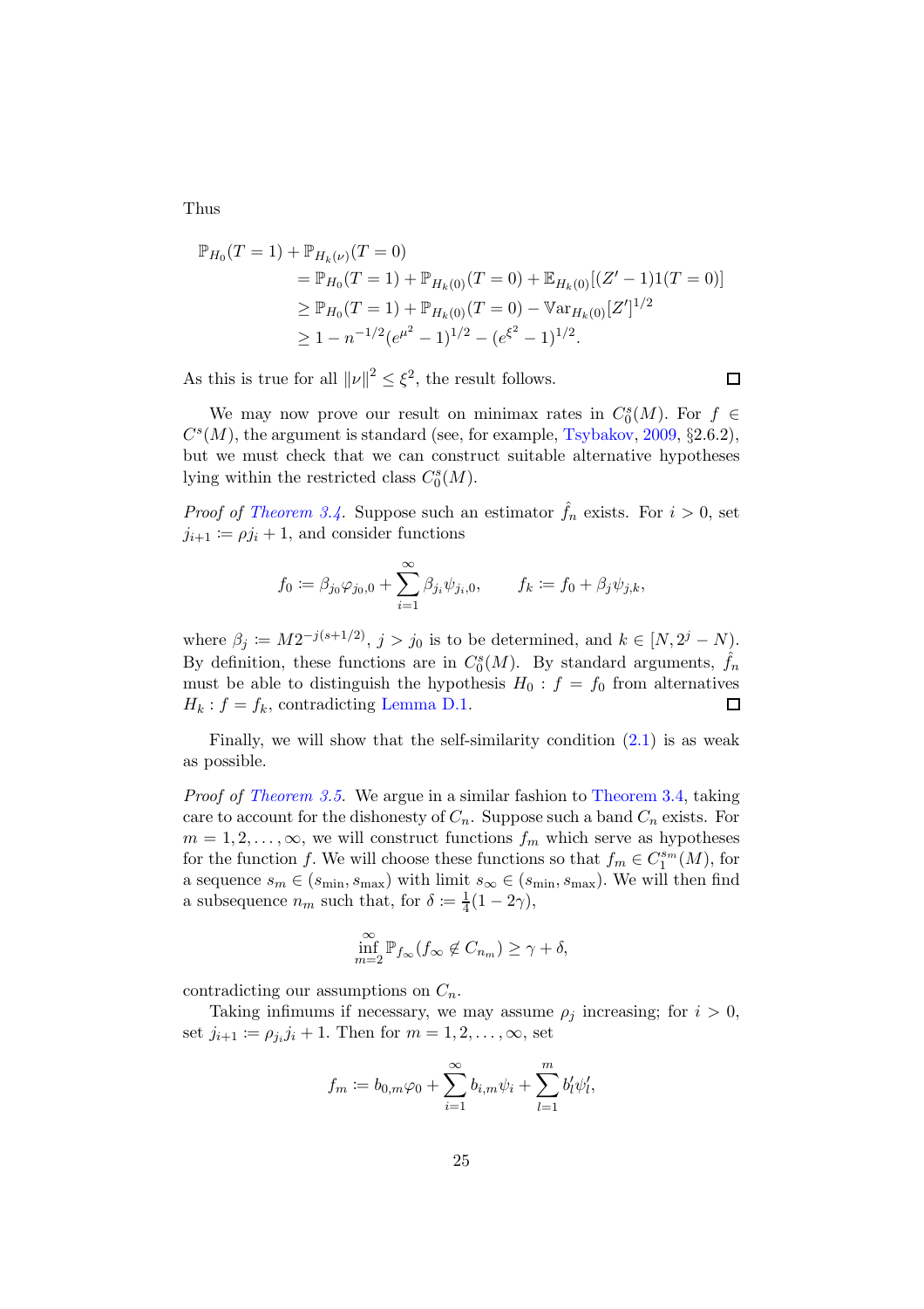Thus

$$
\begin{aligned}
\mathbb{P}_{H_0}(T = 1) &+ \mathbb{P}_{H_k(\nu)}(T = 0) \\
&= \mathbb{P}_{H_0}(T = 1) + \mathbb{P}_{H_k(0)}(T = 0) + \mathbb{E}_{H_k(0)}[(Z' - 1)1(T = 0)] \\
&\geq \mathbb{P}_{H_0}(T = 1) + \mathbb{P}_{H_k(0)}(T = 0) - \mathbb{V}\mathrm{ar}_{H_k(0)}[Z']^{1/2} \\
&\geq 1 - n^{-1/2}(e^{\mu^2} - 1)^{1/2} - (e^{\xi^2} - 1)^{1/2}.
\end{aligned}
$$

As this is true for all $\|\nu\|^2 \leq \xi^2$, the result follows. ☐

We may now prove our result on minimax rates in $C_0^s(M)$. For $f \in C^s(M)$, the argument is standard (see, for example, Tsybakov, 2009, §2.6.2), but we must check that we can construct suitable alternative hypotheses lying within the restricted class $C_0^s(M)$.

*Proof of Theorem 3.4.* Suppose such an estimator $\hat{f}_n$ exists. For $i > 0$, set $j_{i+1} := \rho j_i + 1$, and consider functions

$$
f_0 := \beta_{j_0}\varphi_{j_0,0} + \sum_{i=1}^{\infty} \beta_{j_i}\psi_{j_i,0}, \qquad f_k := f_0 + \beta_j \psi_{j,k},
$$

where $\beta_j := M2^{-j(s+1/2)}$, $j > j_0$ is to be determined, and $k \in [N, 2^j - N)$. By definition, these functions are in $C_0^s(M)$. By standard arguments, $\hat{f}_n$ must be able to distinguish the hypothesis $H_0 : f = f_0$ from alternatives $H_k : f = f_k$, contradicting Lemma D.1. ☐

Finally, we will show that the self-similarity condition (2.1) is as weak as possible.

*Proof of Theorem 3.5.* We argue in a similar fashion to Theorem 3.4, taking care to account for the dishonesty of $C_n$. Suppose such a band $C_n$ exists. For $m = 1, 2, \ldots, \infty$, we will construct functions $f_m$ which serve as hypotheses for the function $f$. We will choose these functions so that $f_m \in C_1^{s_m}(M)$, for a sequence $s_m \in (s_{\min}, s_{\max})$ with limit $s_\infty \in (s_{\min}, s_{\max})$. We will then find a subsequence $n_m$ such that, for $\delta := \frac{1}{4}(1 - 2\gamma)$,

$$
\inf_{m=2}^{\infty} \mathbb{P}_{f_\infty}(f_\infty \notin C_{n_m}) \geq \gamma + \delta,
$$

contradicting our assumptions on $C_n$.

Taking infimums if necessary, we may assume $\rho_j$ increasing; for $i > 0$, set $j_{i+1} := \rho_{j_i} j_i + 1$. Then for $m = 1, 2, \ldots, \infty$, set

$$
f_m := b_{0,m}\varphi_0 + \sum_{i=1}^{\infty} b_{i,m}\psi_i + \sum_{l=1}^{m} b'_l \psi'_l,
$$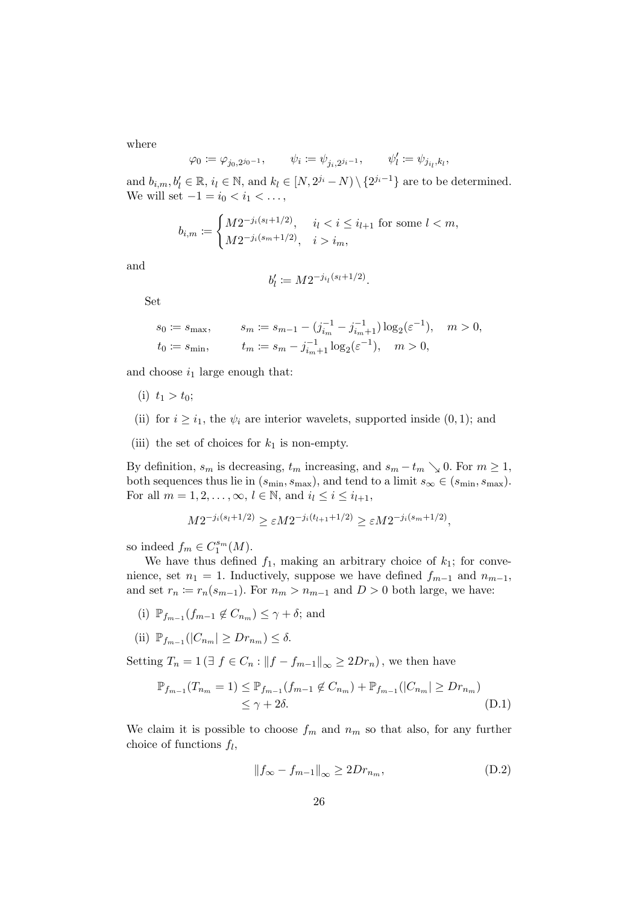where

$$\varphi_0 := \varphi_{j_0,2^{j_0}-1}, \qquad \psi_i := \psi_{j_i,2^{j_i}-1}, \qquad \psi'_l := \psi_{j_{i_l},k_l},$$

and $b_{i,m}, b'_l \in \mathbb{R}$, $i_l \in \mathbb{N}$, and $k_l \in [N, 2^{j_i} - N) \setminus \{2^{j_i - 1}\}$ are to be determined. We will set $-1 = i_0 < i_1 < \dots$,

$$b_{i,m} := \begin{cases} M2^{-j_i(s_l+1/2)}, & i_l < i \leq i_{l+1} \text{ for some } l < m, \\ M2^{-j_i(s_m+1/2)}, & i > i_m, \end{cases}$$

and

$$b'_l := M2^{-j_{i_l}(s_l+1/2)}.$$

Set

$$\begin{aligned} s_0 &:= s_{\max}, & s_m &:= s_{m-1} - (j_{i_m}^{-1} - j_{i_m+1}^{-1}) \log_2(\varepsilon^{-1}), \quad m > 0, \\ t_0 &:= s_{\min}, & t_m &:= s_m - j_{i_m+1}^{-1} \log_2(\varepsilon^{-1}), \quad m > 0, \end{aligned}$$

and choose $i_1$ large enough that:

(i) $t_1 > t_0$;

(ii) for $i \geq i_1$, the $\psi_i$ are interior wavelets, supported inside $(0, 1)$; and

(iii) the set of choices for $k_1$ is non-empty.

By definition, $s_m$ is decreasing, $t_m$ increasing, and $s_m - t_m \searrow 0$. For $m \geq 1$, both sequences thus lie in $(s_{\min}, s_{\max})$, and tend to a limit $s_\infty \in (s_{\min}, s_{\max})$. For all $m = 1, 2, \dots, \infty$, $l \in \mathbb{N}$, and $i_l \leq i \leq i_{l+1}$,

$$M2^{-j_i(s_l+1/2)} \geq \varepsilon M2^{-j_i(t_{l+1}+1/2)} \geq \varepsilon M2^{-j_i(s_m+1/2)},$$

so indeed $f_m \in C_1^{s_m}(M)$.

We have thus defined $f_1$, making an arbitrary choice of $k_1$; for convenience, set $n_1 = 1$. Inductively, suppose we have defined $f_{m-1}$ and $n_{m-1}$, and set $r_n := r_n(s_{m-1})$. For $n_m > n_{m-1}$ and $D > 0$ both large, we have:

(i) $\mathbb{P}_{f_{m-1}}(f_{m-1} \notin C_{n_m}) \leq \gamma + \delta$; and

(ii) $\mathbb{P}_{f_{m-1}}(|C_{n_m}| \geq Dr_{n_m}) \leq \delta$.

Setting $T_n = 1\left(\exists\ f \in C_n : \|f - f_{m-1}\|_\infty \geq 2Dr_n\right)$, we then have

$$\begin{aligned} \mathbb{P}_{f_{m-1}}(T_{n_m} = 1) &\leq \mathbb{P}_{f_{m-1}}(f_{m-1} \notin C_{n_m}) + \mathbb{P}_{f_{m-1}}(|C_{n_m}| \geq Dr_{n_m}) \\ &\leq \gamma + 2\delta. \end{aligned} \tag{D.1}$$

We claim it is possible to choose $f_m$ and $n_m$ so that also, for any further choice of functions $f_l$,

$$\|f_\infty - f_{m-1}\|_\infty \geq 2Dr_{n_m}, \tag{D.2}$$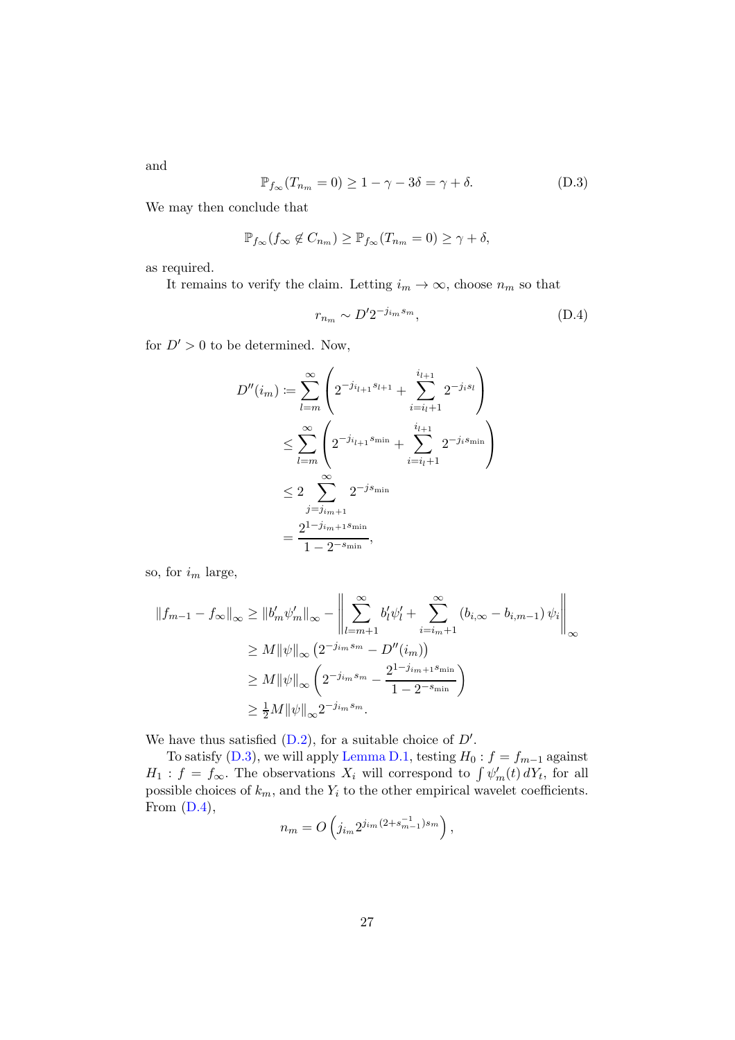and

$$\mathbb{P}_{f_\infty}(T_{n_m} = 0) \geq 1 - \gamma - 3\delta = \gamma + \delta. \tag{D.3}$$

We may then conclude that

$$\mathbb{P}_{f_\infty}(f_\infty \notin C_{n_m}) \geq \mathbb{P}_{f_\infty}(T_{n_m} = 0) \geq \gamma + \delta,$$

as required.

It remains to verify the claim. Letting $i_m \to \infty$, choose $n_m$ so that

$$r_{n_m} \sim D' 2^{-j_{i_m} s_m}, \tag{D.4}$$

for $D' > 0$ to be determined. Now,

$$\begin{aligned}
D''(i_m) &:= \sum_{l=m}^{\infty} \left( 2^{-j_{i_{l+1}} s_{l+1}} + \sum_{i=i_l+1}^{i_{l+1}} 2^{-j_i s_l} \right) \\
&\leq \sum_{l=m}^{\infty} \left( 2^{-j_{i_{l+1}} s_{\min}} + \sum_{i=i_l+1}^{i_{l+1}} 2^{-j_i s_{\min}} \right) \\
&\leq 2 \sum_{j=j_{i_m+1}}^{\infty} 2^{-j s_{\min}} \\
&= \frac{2^{1-j_{i_m+1} s_{\min}}}{1 - 2^{-s_{\min}}},
\end{aligned}$$

so, for $i_m$ large,

$$\begin{aligned}
\|f_{m-1} - f_\infty\|_\infty &\geq \|b'_m \psi'_m\|_\infty - \left\| \sum_{l=m+1}^{\infty} b'_l \psi'_l + \sum_{i=i_m+1}^{\infty} (b_{i,\infty} - b_{i,m-1}) \psi_i \right\|_\infty \\
&\geq M \|\psi\|_\infty \left( 2^{-j_{i_m} s_m} - D''(i_m) \right) \\
&\geq M \|\psi\|_\infty \left( 2^{-j_{i_m} s_m} - \frac{2^{1-j_{i_m+1} s_{\min}}}{1 - 2^{-s_{\min}}} \right) \\
&\geq \tfrac{1}{2} M \|\psi\|_\infty 2^{-j_{i_m} s_m}.
\end{aligned}$$

We have thus satisfied (D.2), for a suitable choice of $D'$.

To satisfy (D.3), we will apply Lemma D.1, testing $H_0 : f = f_{m-1}$ against $H_1 : f = f_\infty$. The observations $X_i$ will correspond to $\int \psi'_m(t)\, dY_t$, for all possible choices of $k_m$, and the $Y_i$ to the other empirical wavelet coefficients. From (D.4),

$$n_m = O\left( j_{i_m} 2^{j_{i_m}(2 + s_{m-1}^{-1}) s_m} \right),$$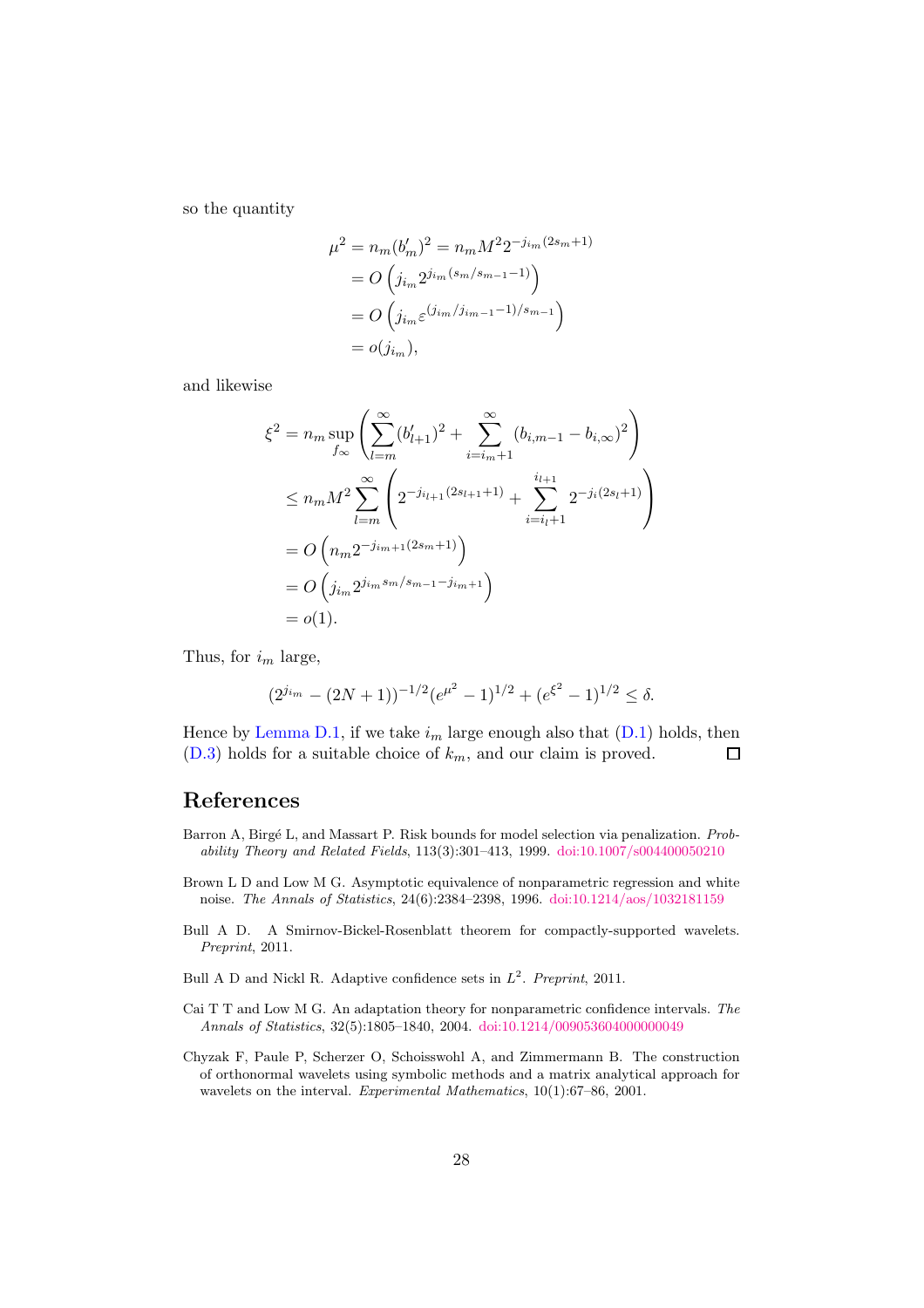so the quantity

$$
\begin{aligned}
\mu^2 = n_m (b'_m)^2 &= n_m M^2 2^{-j_{i_m}(2s_m+1)} \\
&= O\left( j_{i_m} 2^{j_{i_m}(s_m/s_{m-1}-1)} \right) \\
&= O\left( j_{i_m} \varepsilon^{(j_{i_m}/j_{i_{m-1}}-1)/s_{m-1}} \right) \\
&= o(j_{i_m}),
\end{aligned}
$$

and likewise

$$
\begin{aligned}
\xi^2 &= n_m \sup_{f_\infty} \left( \sum_{l=m}^{\infty} (b'_{l+1})^2 + \sum_{i=i_m+1}^{\infty} (b_{i,m-1} - b_{i,\infty})^2 \right) \\
&\leq n_m M^2 \sum_{l=m}^{\infty} \left( 2^{-j_{i_{l+1}}(2s_{l+1}+1)} + \sum_{i=i_l+1}^{i_{l+1}} 2^{-j_i(2s_l+1)} \right) \\
&= O\left( n_m 2^{-j_{i_m+1}(2s_m+1)} \right) \\
&= O\left( j_{i_m} 2^{j_{i_m} s_m/s_{m-1} - j_{i_m+1}} \right) \\
&= o(1).
\end{aligned}
$$

Thus, for $i_m$ large,

$$
(2^{j_{i_m}} - (2N+1))^{-1/2}(e^{\mu^2} - 1)^{1/2} + (e^{\xi^2} - 1)^{1/2} \leq \delta.
$$

Hence by Lemma D.1, if we take $i_m$ large enough also that (D.1) holds, then (D.3) holds for a suitable choice of $k_m$, and our claim is proved. □

## References

Barron A, Birgé L, and Massart P. Risk bounds for model selection via penalization. *Probability Theory and Related Fields*, 113(3):301–413, 1999. doi:10.1007/s004400050210

Brown L D and Low M G. Asymptotic equivalence of nonparametric regression and white noise. *The Annals of Statistics*, 24(6):2384–2398, 1996. doi:10.1214/aos/1032181159

Bull A D. A Smirnov-Bickel-Rosenblatt theorem for compactly-supported wavelets. *Preprint*, 2011.

Bull A D and Nickl R. Adaptive confidence sets in $L^2$. *Preprint*, 2011.

Cai T T and Low M G. An adaptation theory for nonparametric confidence intervals. *The Annals of Statistics*, 32(5):1805–1840, 2004. doi:10.1214/009053604000000049

Chyzak F, Paule P, Scherzer O, Schoisswohl A, and Zimmermann B. The construction of orthonormal wavelets using symbolic methods and a matrix analytical approach for wavelets on the interval. *Experimental Mathematics*, 10(1):67–86, 2001.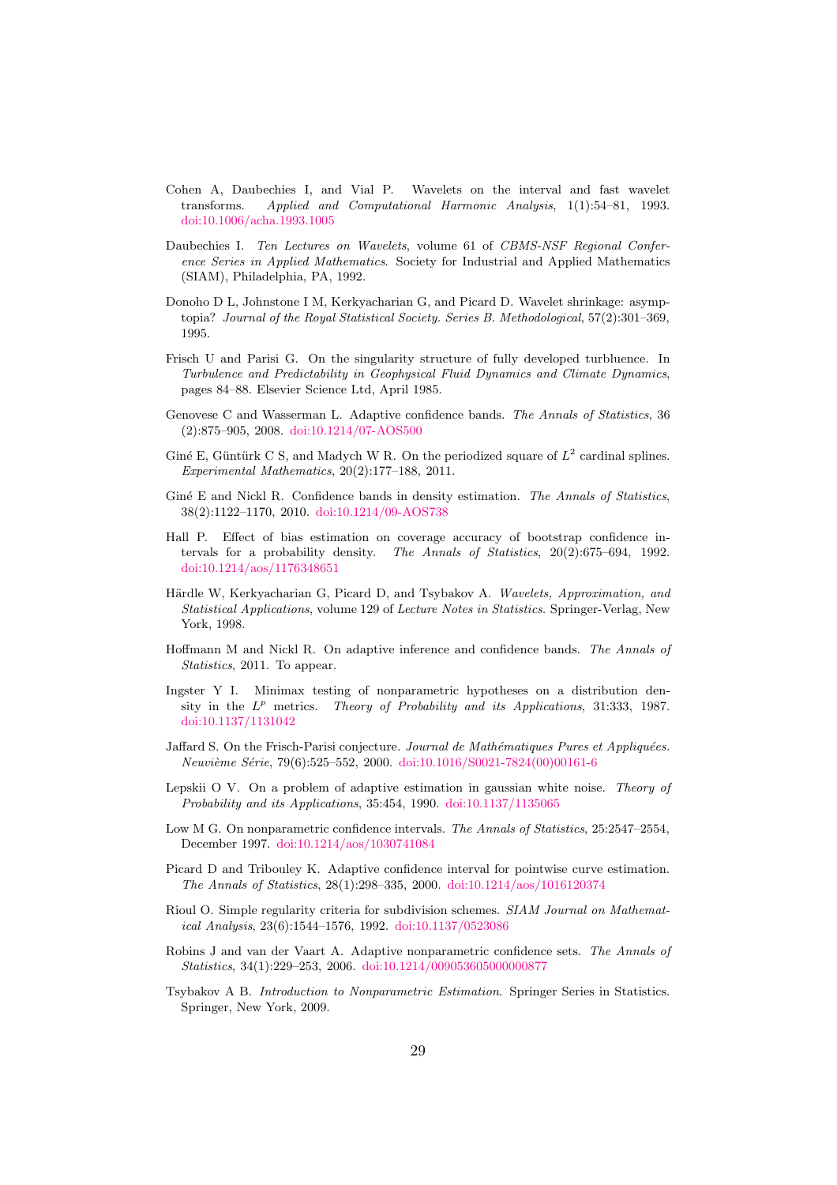Cohen A, Daubechies I, and Vial P. Wavelets on the interval and fast wavelet transforms. *Applied and Computational Harmonic Analysis*, 1(1):54–81, 1993. doi:10.1006/acha.1993.1005

Daubechies I. *Ten Lectures on Wavelets*, volume 61 of *CBMS-NSF Regional Conference Series in Applied Mathematics*. Society for Industrial and Applied Mathematics (SIAM), Philadelphia, PA, 1992.

Donoho D L, Johnstone I M, Kerkyacharian G, and Picard D. Wavelet shrinkage: asymptopia? *Journal of the Royal Statistical Society. Series B. Methodological*, 57(2):301–369, 1995.

Frisch U and Parisi G. On the singularity structure of fully developed turbluence. In *Turbulence and Predictability in Geophysical Fluid Dynamics and Climate Dynamics*, pages 84–88. Elsevier Science Ltd, April 1985.

Genovese C and Wasserman L. Adaptive confidence bands. *The Annals of Statistics*, 36 (2):875–905, 2008. doi:10.1214/07-AOS500

Giné E, Güntürk C S, and Madych W R. On the periodized square of $L^2$ cardinal splines. *Experimental Mathematics*, 20(2):177–188, 2011.

Giné E and Nickl R. Confidence bands in density estimation. *The Annals of Statistics*, 38(2):1122–1170, 2010. doi:10.1214/09-AOS738

Hall P. Effect of bias estimation on coverage accuracy of bootstrap confidence intervals for a probability density. *The Annals of Statistics*, 20(2):675–694, 1992. doi:10.1214/aos/1176348651

Härdle W, Kerkyacharian G, Picard D, and Tsybakov A. *Wavelets, Approximation, and Statistical Applications*, volume 129 of *Lecture Notes in Statistics*. Springer-Verlag, New York, 1998.

Hoffmann M and Nickl R. On adaptive inference and confidence bands. *The Annals of Statistics*, 2011. To appear.

Ingster Y I. Minimax testing of nonparametric hypotheses on a distribution density in the $L^p$ metrics. *Theory of Probability and its Applications*, 31:333, 1987. doi:10.1137/1131042

Jaffard S. On the Frisch-Parisi conjecture. *Journal de Mathématiques Pures et Appliquées. Neuvième Série*, 79(6):525–552, 2000. doi:10.1016/S0021-7824(00)00161-6

Lepskii O V. On a problem of adaptive estimation in gaussian white noise. *Theory of Probability and its Applications*, 35:454, 1990. doi:10.1137/1135065

Low M G. On nonparametric confidence intervals. *The Annals of Statistics*, 25:2547–2554, December 1997. doi:10.1214/aos/1030741084

Picard D and Tribouley K. Adaptive confidence interval for pointwise curve estimation. *The Annals of Statistics*, 28(1):298–335, 2000. doi:10.1214/aos/1016120374

Rioul O. Simple regularity criteria for subdivision schemes. *SIAM Journal on Mathematical Analysis*, 23(6):1544–1576, 1992. doi:10.1137/0523086

Robins J and van der Vaart A. Adaptive nonparametric confidence sets. *The Annals of Statistics*, 34(1):229–253, 2006. doi:10.1214/009053605000000877

Tsybakov A B. *Introduction to Nonparametric Estimation*. Springer Series in Statistics. Springer, New York, 2009.